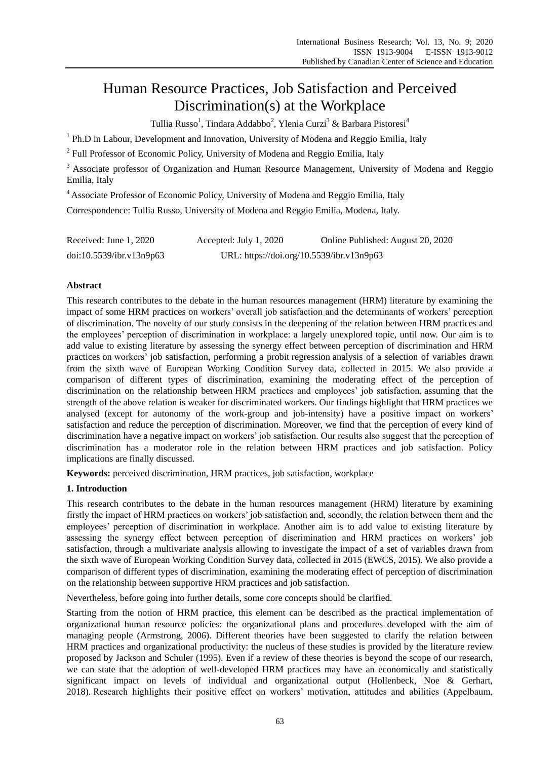# Human Resource Practices, Job Satisfaction and Perceived Discrimination(s) at the Workplace

Tullia Russo[1], Tindara Addabbo[2], Ylenia Curzi[3] & Barbara Pistoresi[4]

[1] Ph.D in Labour, Development and Innovation, University of Modena and Reggio Emilia, Italy

[2] Full Professor of Economic Policy, University of Modena and Reggio Emilia, Italy

[3] Associate professor of Organization and Human Resource Management, University of Modena and Reggio Emilia, Italy

[4] Associate Professor of Economic Policy, University of Modena and Reggio Emilia, Italy

Correspondence: Tullia Russo, University of Modena and Reggio Emilia, Modena, Italy.

Received: June 1, 2020 Accepted: July 1, 2020 Online Published: August 20, 2020

doi:10.5539/ibr.v13n9p63 URL: https://doi.org/10.5539/ibr.v13n9p63

## Abstract

This research contributes to the debate in the human resources management (HRM) literature by examining the impact of some HRM practices on workers' overall job satisfaction and the determinants of workers' perception of discrimination. The novelty of our study consists in the deepening of the relation between HRM practices and the employees' perception of discrimination in workplace: a largely unexplored topic, until now. Our aim is to add value to existing literature by assessing the synergy effect between perception of discrimination and HRM practices on workers' job satisfaction, performing a probit regression analysis of a selection of variables drawn from the sixth wave of European Working Condition Survey data, collected in 2015. We also provide a comparison of different types of discrimination, examining the moderating effect of the perception of discrimination on the relationship between HRM practices and employees' job satisfaction, assuming that the strength of the above relation is weaker for discriminated workers. Our findings highlight that HRM practices we analysed (except for autonomy of the work-group and job-intensity) have a positive impact on workers' satisfaction and reduce the perception of discrimination. Moreover, we find that the perception of every kind of discrimination have a negative impact on workers' job satisfaction. Our results also suggest that the perception of discrimination has a moderator role in the relation between HRM practices and job satisfaction. Policy implications are finally discussed.

**Keywords:** perceived discrimination, HRM practices, job satisfaction, workplace

## 1. Introduction

This research contributes to the debate in the human resources management (HRM) literature by examining firstly the impact of HRM practices on workers' job satisfaction and, secondly, the relation between them and the employees' perception of discrimination in workplace. Another aim is to add value to existing literature by assessing the synergy effect between perception of discrimination and HRM practices on workers' job satisfaction, through a multivariate analysis allowing to investigate the impact of a set of variables drawn from the sixth wave of European Working Condition Survey data, collected in 2015 (EWCS, 2015). We also provide a comparison of different types of discrimination, examining the moderating effect of perception of discrimination on the relationship between supportive HRM practices and job satisfaction.

Nevertheless, before going into further details, some core concepts should be clarified.

Starting from the notion of HRM practice, this element can be described as the practical implementation of organizational human resource policies: the organizational plans and procedures developed with the aim of managing people (Armstrong, 2006). Different theories have been suggested to clarify the relation between HRM practices and organizational productivity: the nucleus of these studies is provided by the literature review proposed by Jackson and Schuler (1995). Even if a review of these theories is beyond the scope of our research, we can state that the adoption of well-developed HRM practices may have an economically and statistically significant impact on levels of individual and organizational output (Hollenbeck, Noe & Gerhart, 2018). Research highlights their positive effect on workers' motivation, attitudes and abilities (Appelbaum,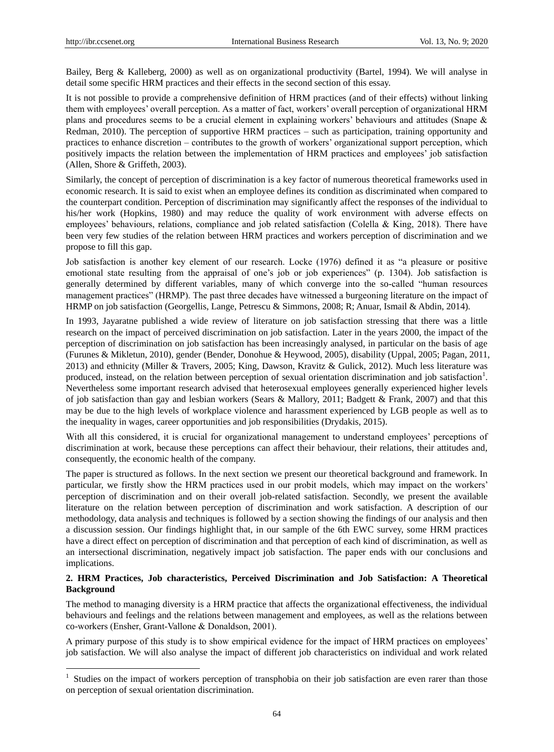Bailey, Berg & Kalleberg, 2000) as well as on organizational productivity (Bartel, 1994). We will analyse in detail some specific HRM practices and their effects in the second section of this essay.

It is not possible to provide a comprehensive definition of HRM practices (and of their effects) without linking them with employees' overall perception. As a matter of fact, workers' overall perception of organizational HRM plans and procedures seems to be a crucial element in explaining workers' behaviours and attitudes (Snape & Redman, 2010). The perception of supportive HRM practices – such as participation, training opportunity and practices to enhance discretion – contributes to the growth of workers' organizational support perception, which positively impacts the relation between the implementation of HRM practices and employees' job satisfaction (Allen, Shore & Griffeth, 2003).

Similarly, the concept of perception of discrimination is a key factor of numerous theoretical frameworks used in economic research. It is said to exist when an employee defines its condition as discriminated when compared to the counterpart condition. Perception of discrimination may significantly affect the responses of the individual to his/her work (Hopkins, 1980) and may reduce the quality of work environment with adverse effects on employees' behaviours, relations, compliance and job related satisfaction (Colella & King, 2018). There have been very few studies of the relation between HRM practices and workers perception of discrimination and we propose to fill this gap.

Job satisfaction is another key element of our research. Locke (1976) defined it as "a pleasure or positive emotional state resulting from the appraisal of one's job or job experiences" (p. 1304). Job satisfaction is generally determined by different variables, many of which converge into the so-called "human resources management practices" (HRMP). The past three decades have witnessed a burgeoning literature on the impact of HRMP on job satisfaction (Georgellis, Lange, Petrescu & Simmons, 2008; R; Anuar, Ismail & Abdin, 2014).

In 1993, Jayaratne published a wide review of literature on job satisfaction stressing that there was a little research on the impact of perceived discrimination on job satisfaction. Later in the years 2000, the impact of the perception of discrimination on job satisfaction has been increasingly analysed, in particular on the basis of age (Furunes & Mikletun, 2010), gender (Bender, Donohue & Heywood, 2005), disability (Uppal, 2005; Pagan, 2011, 2013) and ethnicity (Miller & Travers, 2005; King, Dawson, Kravitz & Gulick, 2012). Much less literature was produced, instead, on the relation between perception of sexual orientation discrimination and job satisfaction[1]. Nevertheless some important research advised that heterosexual employees generally experienced higher levels of job satisfaction than gay and lesbian workers (Sears & Mallory, 2011; Badgett & Frank, 2007) and that this may be due to the high levels of workplace violence and harassment experienced by LGB people as well as to the inequality in wages, career opportunities and job responsibilities (Drydakis, 2015).

With all this considered, it is crucial for organizational management to understand employees' perceptions of discrimination at work, because these perceptions can affect their behaviour, their relations, their attitudes and, consequently, the economic health of the company.

The paper is structured as follows. In the next section we present our theoretical background and framework. In particular, we firstly show the HRM practices used in our probit models, which may impact on the workers' perception of discrimination and on their overall job-related satisfaction. Secondly, we present the available literature on the relation between perception of discrimination and work satisfaction. A description of our methodology, data analysis and techniques is followed by a section showing the findings of our analysis and then a discussion session. Our findings highlight that, in our sample of the 6th EWC survey, some HRM practices have a direct effect on perception of discrimination and that perception of each kind of discrimination, as well as an intersectional discrimination, negatively impact job satisfaction. The paper ends with our conclusions and implications.

## 2. HRM Practices, Job characteristics, Perceived Discrimination and Job Satisfaction: A Theoretical Background

The method to managing diversity is a HRM practice that affects the organizational effectiveness, the individual behaviours and feelings and the relations between management and employees, as well as the relations between co-workers (Ensher, Grant-Vallone & Donaldson, 2001).

A primary purpose of this study is to show empirical evidence for the impact of HRM practices on employees' job satisfaction. We will also analyse the impact of different job characteristics on individual and work related

---

[1] Studies on the impact of workers perception of transphobia on their job satisfaction are even rarer than those on perception of sexual orientation discrimination.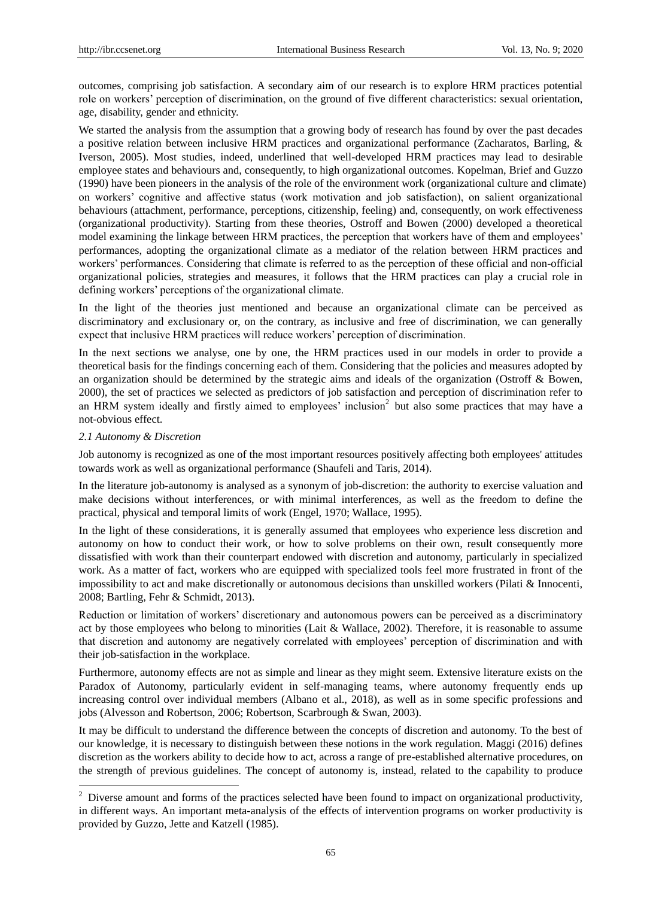outcomes, comprising job satisfaction. A secondary aim of our research is to explore HRM practices potential role on workers' perception of discrimination, on the ground of five different characteristics: sexual orientation, age, disability, gender and ethnicity.

We started the analysis from the assumption that a growing body of research has found by over the past decades a positive relation between inclusive HRM practices and organizational performance (Zacharatos, Barling, & Iverson, 2005). Most studies, indeed, underlined that well-developed HRM practices may lead to desirable employee states and behaviours and, consequently, to high organizational outcomes. Kopelman, Brief and Guzzo (1990) have been pioneers in the analysis of the role of the environment work (organizational culture and climate) on workers' cognitive and affective status (work motivation and job satisfaction), on salient organizational behaviours (attachment, performance, perceptions, citizenship, feeling) and, consequently, on work effectiveness (organizational productivity). Starting from these theories, Ostroff and Bowen (2000) developed a theoretical model examining the linkage between HRM practices, the perception that workers have of them and employees' performances, adopting the organizational climate as a mediator of the relation between HRM practices and workers' performances. Considering that climate is referred to as the perception of these official and non-official organizational policies, strategies and measures, it follows that the HRM practices can play a crucial role in defining workers' perceptions of the organizational climate.

In the light of the theories just mentioned and because an organizational climate can be perceived as discriminatory and exclusionary or, on the contrary, as inclusive and free of discrimination, we can generally expect that inclusive HRM practices will reduce workers' perception of discrimination.

In the next sections we analyse, one by one, the HRM practices used in our models in order to provide a theoretical basis for the findings concerning each of them. Considering that the policies and measures adopted by an organization should be determined by the strategic aims and ideals of the organization (Ostroff & Bowen, 2000), the set of practices we selected as predictors of job satisfaction and perception of discrimination refer to an HRM system ideally and firstly aimed to employees' inclusion[2] but also some practices that may have a not-obvious effect.

### *2.1 Autonomy & Discretion*

Job autonomy is recognized as one of the most important resources positively affecting both employees' attitudes towards work as well as organizational performance (Shaufeli and Taris, 2014).

In the literature job-autonomy is analysed as a synonym of job-discretion: the authority to exercise valuation and make decisions without interferences, or with minimal interferences, as well as the freedom to define the practical, physical and temporal limits of work (Engel, 1970; Wallace, 1995).

In the light of these considerations, it is generally assumed that employees who experience less discretion and autonomy on how to conduct their work, or how to solve problems on their own, result consequently more dissatisfied with work than their counterpart endowed with discretion and autonomy, particularly in specialized work. As a matter of fact, workers who are equipped with specialized tools feel more frustrated in front of the impossibility to act and make discretionally or autonomous decisions than unskilled workers (Pilati & Innocenti, 2008; Bartling, Fehr & Schmidt, 2013).

Reduction or limitation of workers' discretionary and autonomous powers can be perceived as a discriminatory act by those employees who belong to minorities (Lait & Wallace, 2002). Therefore, it is reasonable to assume that discretion and autonomy are negatively correlated with employees' perception of discrimination and with their job-satisfaction in the workplace.

Furthermore, autonomy effects are not as simple and linear as they might seem. Extensive literature exists on the Paradox of Autonomy, particularly evident in self-managing teams, where autonomy frequently ends up increasing control over individual members (Albano et al., 2018), as well as in some specific professions and jobs (Alvesson and Robertson, 2006; Robertson, Scarbrough & Swan, 2003).

It may be difficult to understand the difference between the concepts of discretion and autonomy. To the best of our knowledge, it is necessary to distinguish between these notions in the work regulation. Maggi (2016) defines discretion as the workers ability to decide how to act, across a range of pre-established alternative procedures, on the strength of previous guidelines. The concept of autonomy is, instead, related to the capability to produce

[2] Diverse amount and forms of the practices selected have been found to impact on organizational productivity, in different ways. An important meta-analysis of the effects of intervention programs on worker productivity is provided by Guzzo, Jette and Katzell (1985).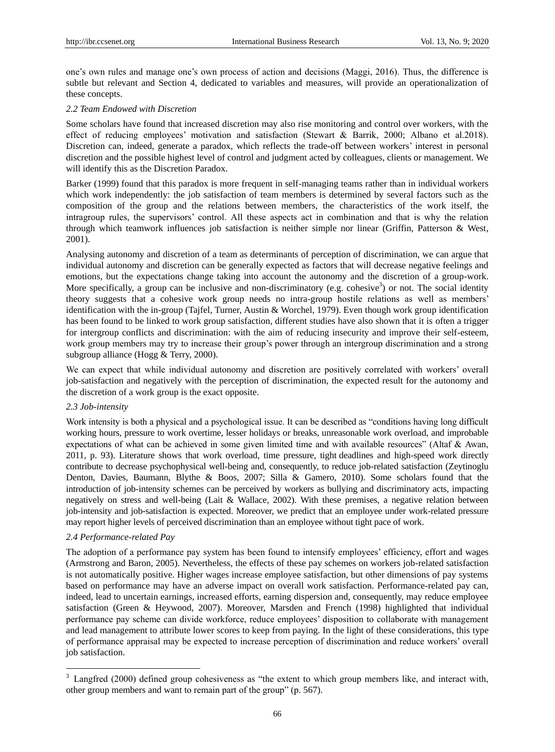one's own rules and manage one's own process of action and decisions (Maggi, 2016). Thus, the difference is subtle but relevant and Section 4, dedicated to variables and measures, will provide an operationalization of these concepts.

### *2.2 Team Endowed with Discretion*

Some scholars have found that increased discretion may also rise monitoring and control over workers, with the effect of reducing employees' motivation and satisfaction (Stewart & Barrik, 2000; Albano et al.2018). Discretion can, indeed, generate a paradox, which reflects the trade-off between workers' interest in personal discretion and the possible highest level of control and judgment acted by colleagues, clients or management. We will identify this as the Discretion Paradox.

Barker (1999) found that this paradox is more frequent in self-managing teams rather than in individual workers which work independently: the job satisfaction of team members is determined by several factors such as the composition of the group and the relations between members, the characteristics of the work itself, the intragroup rules, the supervisors' control. All these aspects act in combination and that is why the relation through which teamwork influences job satisfaction is neither simple nor linear (Griffin, Patterson & West, 2001).

Analysing autonomy and discretion of a team as determinants of perception of discrimination, we can argue that individual autonomy and discretion can be generally expected as factors that will decrease negative feelings and emotions, but the expectations change taking into account the autonomy and the discretion of a group-work. More specifically, a group can be inclusive and non-discriminatory (e.g. cohesive[3]) or not. The social identity theory suggests that a cohesive work group needs no intra-group hostile relations as well as members' identification with the in-group (Tajfel, Turner, Austin & Worchel, 1979). Even though work group identification has been found to be linked to work group satisfaction, different studies have also shown that it is often a trigger for intergroup conflicts and discrimination: with the aim of reducing insecurity and improve their self-esteem, work group members may try to increase their group's power through an intergroup discrimination and a strong subgroup alliance (Hogg & Terry, 2000).

We can expect that while individual autonomy and discretion are positively correlated with workers' overall job-satisfaction and negatively with the perception of discrimination, the expected result for the autonomy and the discretion of a work group is the exact opposite.

### *2.3 Job-intensity*

Work intensity is both a physical and a psychological issue. It can be described as "conditions having long difficult working hours, pressure to work overtime, lesser holidays or breaks, unreasonable work overload, and improbable expectations of what can be achieved in some given limited time and with available resources" (Altaf & Awan, 2011, p. 93). Literature shows that work overload, time pressure, tight deadlines and high-speed work directly contribute to decrease psychophysical well-being and, consequently, to reduce job-related satisfaction (Zeytinoglu Denton, Davies, Baumann, Blythe & Boos, 2007; Silla & Gamero, 2010). Some scholars found that the introduction of job-intensity schemes can be perceived by workers as bullying and discriminatory acts, impacting negatively on stress and well-being (Lait & Wallace, 2002). With these premises, a negative relation between job-intensity and job-satisfaction is expected. Moreover, we predict that an employee under work-related pressure may report higher levels of perceived discrimination than an employee without tight pace of work.

### *2.4 Performance-related Pay*

The adoption of a performance pay system has been found to intensify employees' efficiency, effort and wages (Armstrong and Baron, 2005). Nevertheless, the effects of these pay schemes on workers job-related satisfaction is not automatically positive. Higher wages increase employee satisfaction, but other dimensions of pay systems based on performance may have an adverse impact on overall work satisfaction. Performance-related pay can, indeed, lead to uncertain earnings, increased efforts, earning dispersion and, consequently, may reduce employee satisfaction (Green & Heywood, 2007). Moreover, Marsden and French (1998) highlighted that individual performance pay scheme can divide workforce, reduce employees' disposition to collaborate with management and lead management to attribute lower scores to keep from paying. In the light of these considerations, this type of performance appraisal may be expected to increase perception of discrimination and reduce workers' overall job satisfaction.

[3] Langfred (2000) defined group cohesiveness as "the extent to which group members like, and interact with, other group members and want to remain part of the group" (p. 567).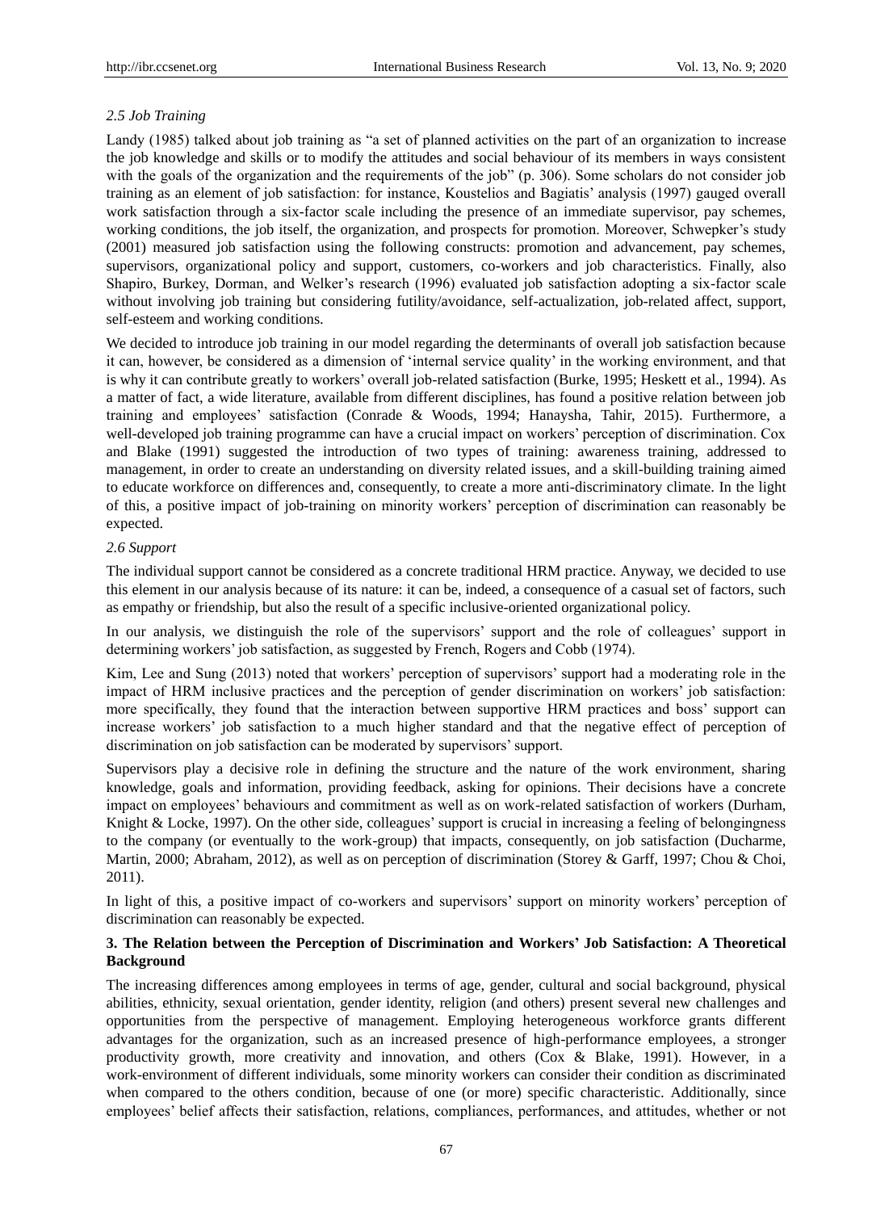*2.5 Job Training*

Landy (1985) talked about job training as "a set of planned activities on the part of an organization to increase the job knowledge and skills or to modify the attitudes and social behaviour of its members in ways consistent with the goals of the organization and the requirements of the job" (p. 306). Some scholars do not consider job training as an element of job satisfaction: for instance, Koustelios and Bagiatis' analysis (1997) gauged overall work satisfaction through a six-factor scale including the presence of an immediate supervisor, pay schemes, working conditions, the job itself, the organization, and prospects for promotion. Moreover, Schwepker's study (2001) measured job satisfaction using the following constructs: promotion and advancement, pay schemes, supervisors, organizational policy and support, customers, co-workers and job characteristics. Finally, also Shapiro, Burkey, Dorman, and Welker's research (1996) evaluated job satisfaction adopting a six-factor scale without involving job training but considering futility/avoidance, self-actualization, job-related affect, support, self-esteem and working conditions.

We decided to introduce job training in our model regarding the determinants of overall job satisfaction because it can, however, be considered as a dimension of 'internal service quality' in the working environment, and that is why it can contribute greatly to workers' overall job-related satisfaction (Burke, 1995; Heskett et al., 1994). As a matter of fact, a wide literature, available from different disciplines, has found a positive relation between job training and employees' satisfaction (Conrade & Woods, 1994; Hanaysha, Tahir, 2015). Furthermore, a well-developed job training programme can have a crucial impact on workers' perception of discrimination. Cox and Blake (1991) suggested the introduction of two types of training: awareness training, addressed to management, in order to create an understanding on diversity related issues, and a skill-building training aimed to educate workforce on differences and, consequently, to create a more anti-discriminatory climate. In the light of this, a positive impact of job-training on minority workers' perception of discrimination can reasonably be expected.

*2.6 Support*

The individual support cannot be considered as a concrete traditional HRM practice. Anyway, we decided to use this element in our analysis because of its nature: it can be, indeed, a consequence of a casual set of factors, such as empathy or friendship, but also the result of a specific inclusive-oriented organizational policy.

In our analysis, we distinguish the role of the supervisors' support and the role of colleagues' support in determining workers' job satisfaction, as suggested by French, Rogers and Cobb (1974).

Kim, Lee and Sung (2013) noted that workers' perception of supervisors' support had a moderating role in the impact of HRM inclusive practices and the perception of gender discrimination on workers' job satisfaction: more specifically, they found that the interaction between supportive HRM practices and boss' support can increase workers' job satisfaction to a much higher standard and that the negative effect of perception of discrimination on job satisfaction can be moderated by supervisors' support.

Supervisors play a decisive role in defining the structure and the nature of the work environment, sharing knowledge, goals and information, providing feedback, asking for opinions. Their decisions have a concrete impact on employees' behaviours and commitment as well as on work-related satisfaction of workers (Durham, Knight & Locke, 1997). On the other side, colleagues' support is crucial in increasing a feeling of belongingness to the company (or eventually to the work-group) that impacts, consequently, on job satisfaction (Ducharme, Martin, 2000; Abraham, 2012), as well as on perception of discrimination (Storey & Garff, 1997; Chou & Choi, 2011).

In light of this, a positive impact of co-workers and supervisors' support on minority workers' perception of discrimination can reasonably be expected.

## 3. The Relation between the Perception of Discrimination and Workers' Job Satisfaction: A Theoretical Background

The increasing differences among employees in terms of age, gender, cultural and social background, physical abilities, ethnicity, sexual orientation, gender identity, religion (and others) present several new challenges and opportunities from the perspective of management. Employing heterogeneous workforce grants different advantages for the organization, such as an increased presence of high-performance employees, a stronger productivity growth, more creativity and innovation, and others (Cox & Blake, 1991). However, in a work-environment of different individuals, some minority workers can consider their condition as discriminated when compared to the others condition, because of one (or more) specific characteristic. Additionally, since employees' belief affects their satisfaction, relations, compliances, performances, and attitudes, whether or not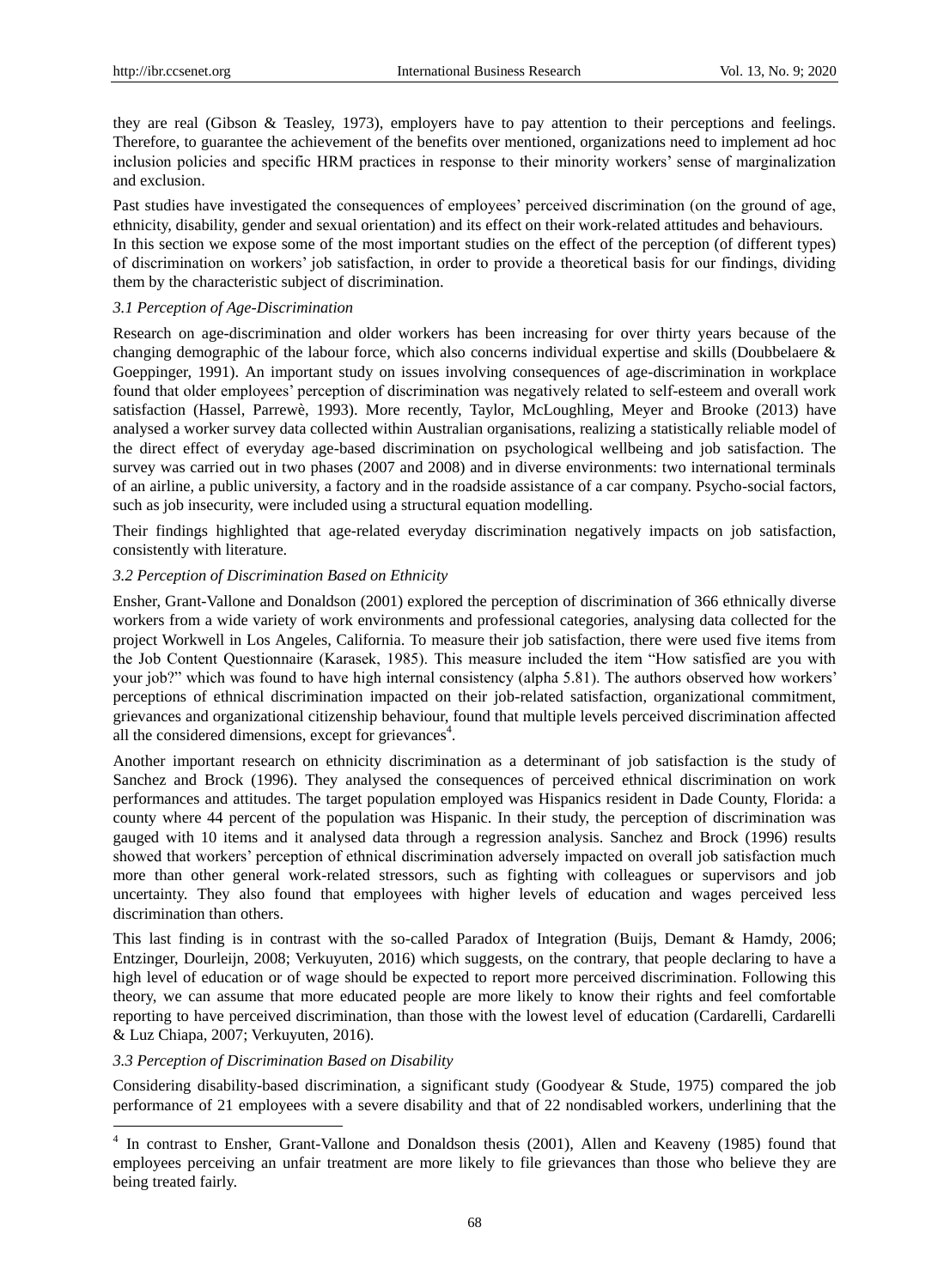they are real (Gibson & Teasley, 1973), employers have to pay attention to their perceptions and feelings. Therefore, to guarantee the achievement of the benefits over mentioned, organizations need to implement ad hoc inclusion policies and specific HRM practices in response to their minority workers' sense of marginalization and exclusion.

Past studies have investigated the consequences of employees' perceived discrimination (on the ground of age, ethnicity, disability, gender and sexual orientation) and its effect on their work-related attitudes and behaviours. In this section we expose some of the most important studies on the effect of the perception (of different types) of discrimination on workers' job satisfaction, in order to provide a theoretical basis for our findings, dividing them by the characteristic subject of discrimination.

### *3.1 Perception of Age-Discrimination*

Research on age-discrimination and older workers has been increasing for over thirty years because of the changing demographic of the labour force, which also concerns individual expertise and skills (Doubbelaere & Goeppinger, 1991). An important study on issues involving consequences of age-discrimination in workplace found that older employees' perception of discrimination was negatively related to self-esteem and overall work satisfaction (Hassel, Parrewè, 1993). More recently, Taylor, McLoughling, Meyer and Brooke (2013) have analysed a worker survey data collected within Australian organisations, realizing a statistically reliable model of the direct effect of everyday age-based discrimination on psychological wellbeing and job satisfaction. The survey was carried out in two phases (2007 and 2008) and in diverse environments: two international terminals of an airline, a public university, a factory and in the roadside assistance of a car company. Psycho-social factors, such as job insecurity, were included using a structural equation modelling.

Their findings highlighted that age-related everyday discrimination negatively impacts on job satisfaction, consistently with literature.

### *3.2 Perception of Discrimination Based on Ethnicity*

Ensher, Grant-Vallone and Donaldson (2001) explored the perception of discrimination of 366 ethnically diverse workers from a wide variety of work environments and professional categories, analysing data collected for the project Workwell in Los Angeles, California. To measure their job satisfaction, there were used five items from the Job Content Questionnaire (Karasek, 1985). This measure included the item "How satisfied are you with your job?" which was found to have high internal consistency (alpha 5.81). The authors observed how workers' perceptions of ethnical discrimination impacted on their job-related satisfaction, organizational commitment, grievances and organizational citizenship behaviour, found that multiple levels perceived discrimination affected all the considered dimensions, except for grievances[4].

Another important research on ethnicity discrimination as a determinant of job satisfaction is the study of Sanchez and Brock (1996). They analysed the consequences of perceived ethnical discrimination on work performances and attitudes. The target population employed was Hispanics resident in Dade County, Florida: a county where 44 percent of the population was Hispanic. In their study, the perception of discrimination was gauged with 10 items and it analysed data through a regression analysis. Sanchez and Brock (1996) results showed that workers' perception of ethnical discrimination adversely impacted on overall job satisfaction much more than other general work-related stressors, such as fighting with colleagues or supervisors and job uncertainty. They also found that employees with higher levels of education and wages perceived less discrimination than others.

This last finding is in contrast with the so-called Paradox of Integration (Buijs, Demant & Hamdy, 2006; Entzinger, Dourleijn, 2008; Verkuyuten, 2016) which suggests, on the contrary, that people declaring to have a high level of education or of wage should be expected to report more perceived discrimination. Following this theory, we can assume that more educated people are more likely to know their rights and feel comfortable reporting to have perceived discrimination, than those with the lowest level of education (Cardarelli, Cardarelli & Luz Chiapa, 2007; Verkuyuten, 2016).

### *3.3 Perception of Discrimination Based on Disability*

Considering disability-based discrimination, a significant study (Goodyear & Stude, 1975) compared the job performance of 21 employees with a severe disability and that of 22 nondisabled workers, underlining that the

---

[4] In contrast to Ensher, Grant-Vallone and Donaldson thesis (2001), Allen and Keaveny (1985) found that employees perceiving an unfair treatment are more likely to file grievances than those who believe they are being treated fairly.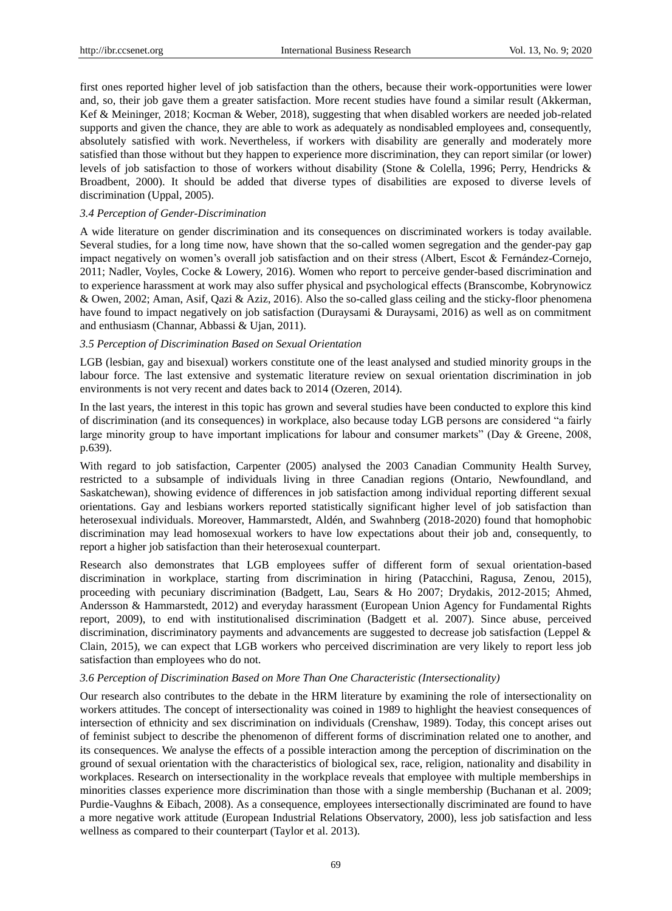first ones reported higher level of job satisfaction than the others, because their work-opportunities were lower and, so, their job gave them a greater satisfaction. More recent studies have found a similar result (Akkerman, Kef & Meininger, 2018; Kocman & Weber, 2018), suggesting that when disabled workers are needed job-related supports and given the chance, they are able to work as adequately as nondisabled employees and, consequently, absolutely satisfied with work. Nevertheless, if workers with disability are generally and moderately more satisfied than those without but they happen to experience more discrimination, they can report similar (or lower) levels of job satisfaction to those of workers without disability (Stone & Colella, 1996; Perry, Hendricks & Broadbent, 2000). It should be added that diverse types of disabilities are exposed to diverse levels of discrimination (Uppal, 2005).

### *3.4 Perception of Gender-Discrimination*

A wide literature on gender discrimination and its consequences on discriminated workers is today available. Several studies, for a long time now, have shown that the so-called women segregation and the gender-pay gap impact negatively on women's overall job satisfaction and on their stress (Albert, Escot & Fernández-Cornejo, 2011; Nadler, Voyles, Cocke & Lowery, 2016). Women who report to perceive gender-based discrimination and to experience harassment at work may also suffer physical and psychological effects (Branscombe, Kobrynowicz & Owen, 2002; Aman, Asif, Qazi & Aziz, 2016). Also the so-called glass ceiling and the sticky-floor phenomena have found to impact negatively on job satisfaction (Duraysami & Duraysami, 2016) as well as on commitment and enthusiasm (Channar, Abbassi & Ujan, 2011).

### *3.5 Perception of Discrimination Based on Sexual Orientation*

LGB (lesbian, gay and bisexual) workers constitute one of the least analysed and studied minority groups in the labour force. The last extensive and systematic literature review on sexual orientation discrimination in job environments is not very recent and dates back to 2014 (Ozeren, 2014).

In the last years, the interest in this topic has grown and several studies have been conducted to explore this kind of discrimination (and its consequences) in workplace, also because today LGB persons are considered "a fairly large minority group to have important implications for labour and consumer markets" (Day & Greene, 2008, p.639).

With regard to job satisfaction, Carpenter (2005) analysed the 2003 Canadian Community Health Survey, restricted to a subsample of individuals living in three Canadian regions (Ontario, Newfoundland, and Saskatchewan), showing evidence of differences in job satisfaction among individual reporting different sexual orientations. Gay and lesbians workers reported statistically significant higher level of job satisfaction than heterosexual individuals. Moreover, Hammarstedt, Aldén, and Swahnberg (2018-2020) found that homophobic discrimination may lead homosexual workers to have low expectations about their job and, consequently, to report a higher job satisfaction than their heterosexual counterpart.

Research also demonstrates that LGB employees suffer of different form of sexual orientation-based discrimination in workplace, starting from discrimination in hiring (Patacchini, Ragusa, Zenou, 2015), proceeding with pecuniary discrimination (Badgett, Lau, Sears & Ho 2007; Drydakis, 2012-2015; Ahmed, Andersson & Hammarstedt, 2012) and everyday harassment (European Union Agency for Fundamental Rights report, 2009), to end with institutionalised discrimination (Badgett et al. 2007). Since abuse, perceived discrimination, discriminatory payments and advancements are suggested to decrease job satisfaction (Leppel & Clain, 2015), we can expect that LGB workers who perceived discrimination are very likely to report less job satisfaction than employees who do not.

### *3.6 Perception of Discrimination Based on More Than One Characteristic (Intersectionality)*

Our research also contributes to the debate in the HRM literature by examining the role of intersectionality on workers attitudes. The concept of intersectionality was coined in 1989 to highlight the heaviest consequences of intersection of ethnicity and sex discrimination on individuals (Crenshaw, 1989). Today, this concept arises out of feminist subject to describe the phenomenon of different forms of discrimination related one to another, and its consequences. We analyse the effects of a possible interaction among the perception of discrimination on the ground of sexual orientation with the characteristics of biological sex, race, religion, nationality and disability in workplaces. Research on intersectionality in the workplace reveals that employee with multiple memberships in minorities classes experience more discrimination than those with a single membership (Buchanan et al. 2009; Purdie-Vaughns & Eibach, 2008). As a consequence, employees intersectionally discriminated are found to have a more negative work attitude (European Industrial Relations Observatory, 2000), less job satisfaction and less wellness as compared to their counterpart (Taylor et al. 2013).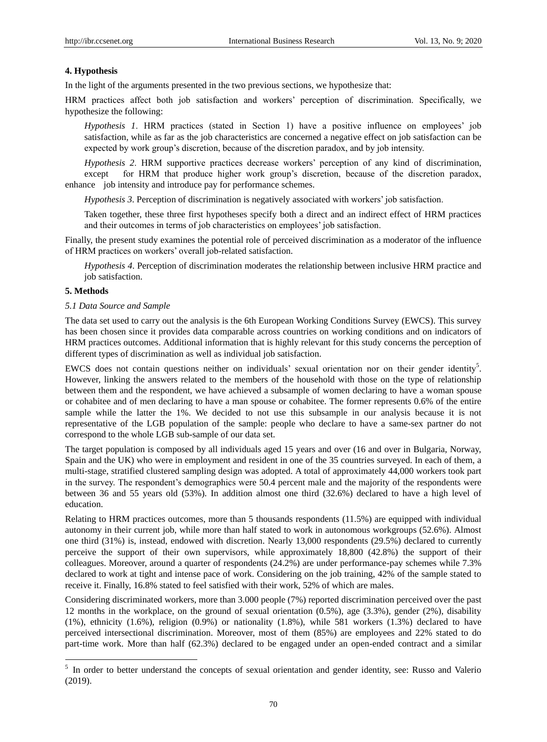## 4. Hypothesis

In the light of the arguments presented in the two previous sections, we hypothesize that:

HRM practices affect both job satisfaction and workers' perception of discrimination. Specifically, we hypothesize the following:

> *Hypothesis 1*. HRM practices (stated in Section 1) have a positive influence on employees' job satisfaction, while as far as the job characteristics are concerned a negative effect on job satisfaction can be expected by work group's discretion, because of the discretion paradox, and by job intensity.
>
> *Hypothesis 2*. HRM supportive practices decrease workers' perception of any kind of discrimination, except for HRM that produce higher work group's discretion, because of the discretion paradox, enhance job intensity and introduce pay for performance schemes.
>
> *Hypothesis 3*. Perception of discrimination is negatively associated with workers' job satisfaction.
>
> Taken together, these three first hypotheses specify both a direct and an indirect effect of HRM practices and their outcomes in terms of job characteristics on employees' job satisfaction.

Finally, the present study examines the potential role of perceived discrimination as a moderator of the influence of HRM practices on workers' overall job-related satisfaction.

> *Hypothesis 4*. Perception of discrimination moderates the relationship between inclusive HRM practice and job satisfaction.

## 5. Methods

### *5.1 Data Source and Sample*

The data set used to carry out the analysis is the 6th European Working Conditions Survey (EWCS). This survey has been chosen since it provides data comparable across countries on working conditions and on indicators of HRM practices outcomes. Additional information that is highly relevant for this study concerns the perception of different types of discrimination as well as individual job satisfaction.

EWCS does not contain questions neither on individuals' sexual orientation nor on their gender identity[5]. However, linking the answers related to the members of the household with those on the type of relationship between them and the respondent, we have achieved a subsample of women declaring to have a woman spouse or cohabitee and of men declaring to have a man spouse or cohabitee. The former represents 0.6% of the entire sample while the latter the 1%. We decided to not use this subsample in our analysis because it is not representative of the LGB population of the sample: people who declare to have a same-sex partner do not correspond to the whole LGB sub-sample of our data set.

The target population is composed by all individuals aged 15 years and over (16 and over in Bulgaria, Norway, Spain and the UK) who were in employment and resident in one of the 35 countries surveyed. In each of them, a multi-stage, stratified clustered sampling design was adopted. A total of approximately 44,000 workers took part in the survey. The respondent's demographics were 50.4 percent male and the majority of the respondents were between 36 and 55 years old (53%). In addition almost one third (32.6%) declared to have a high level of education.

Relating to HRM practices outcomes, more than 5 thousands respondents (11.5%) are equipped with individual autonomy in their current job, while more than half stated to work in autonomous workgroups (52.6%). Almost one third (31%) is, instead, endowed with discretion. Nearly 13,000 respondents (29.5%) declared to currently perceive the support of their own supervisors, while approximately 18,800 (42.8%) the support of their colleagues. Moreover, around a quarter of respondents (24.2%) are under performance-pay schemes while 7.3% declared to work at tight and intense pace of work. Considering on the job training, 42% of the sample stated to receive it. Finally, 16.8% stated to feel satisfied with their work, 52% of which are males.

Considering discriminated workers, more than 3.000 people (7%) reported discrimination perceived over the past 12 months in the workplace, on the ground of sexual orientation (0.5%), age (3.3%), gender (2%), disability (1%), ethnicity (1.6%), religion (0.9%) or nationality (1.8%), while 581 workers (1.3%) declared to have perceived intersectional discrimination. Moreover, most of them (85%) are employees and 22% stated to do part-time work. More than half (62.3%) declared to be engaged under an open-ended contract and a similar

---

[5] In order to better understand the concepts of sexual orientation and gender identity, see: Russo and Valerio (2019).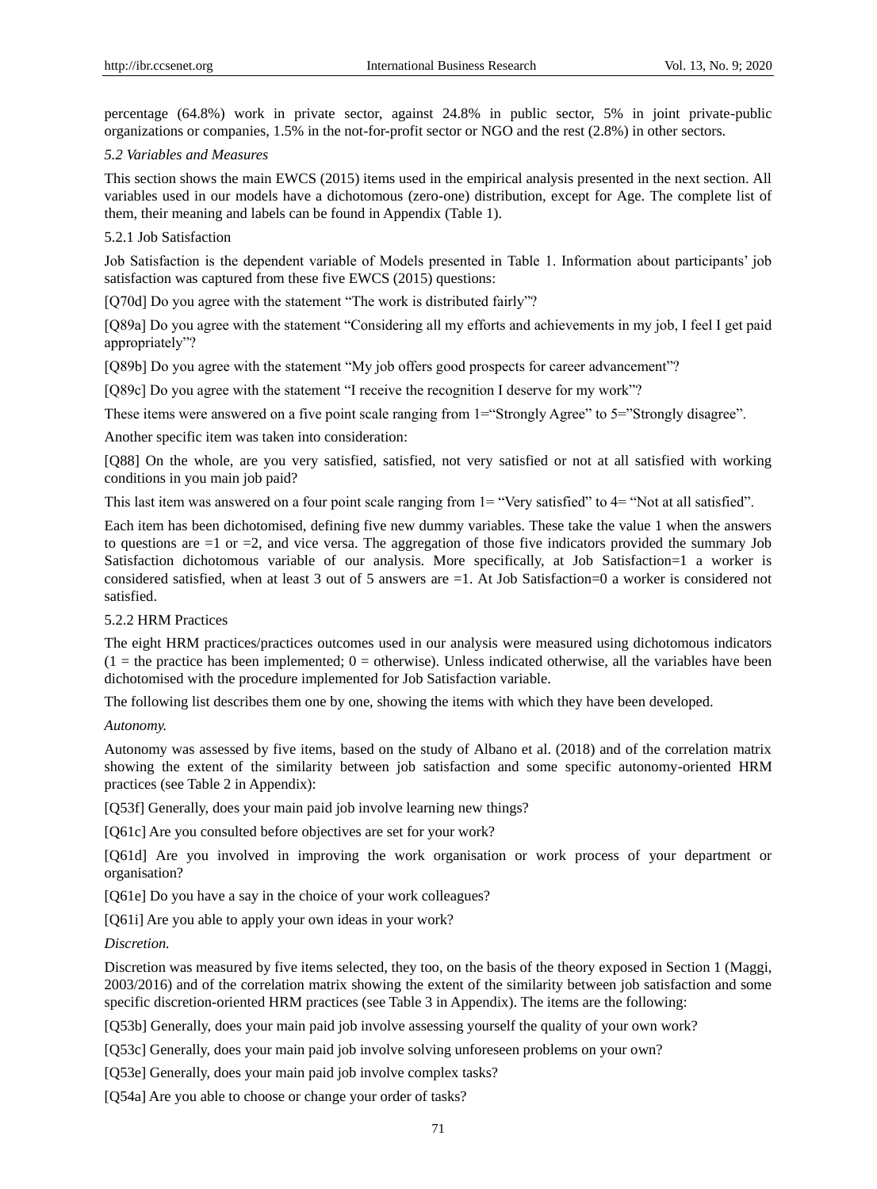percentage (64.8%) work in private sector, against 24.8% in public sector, 5% in joint private-public organizations or companies, 1.5% in the not-for-profit sector or NGO and the rest (2.8%) in other sectors.

### *5.2 Variables and Measures*

This section shows the main EWCS (2015) items used in the empirical analysis presented in the next section. All variables used in our models have a dichotomous (zero-one) distribution, except for Age. The complete list of them, their meaning and labels can be found in Appendix (Table 1).

#### 5.2.1 Job Satisfaction

Job Satisfaction is the dependent variable of Models presented in Table 1. Information about participants' job satisfaction was captured from these five EWCS (2015) questions:

[Q70d] Do you agree with the statement "The work is distributed fairly"?

[Q89a] Do you agree with the statement "Considering all my efforts and achievements in my job, I feel I get paid appropriately"?

[Q89b] Do you agree with the statement "My job offers good prospects for career advancement"?

[Q89c] Do you agree with the statement "I receive the recognition I deserve for my work"?

These items were answered on a five point scale ranging from 1="Strongly Agree" to 5="Strongly disagree".

Another specific item was taken into consideration:

[Q88] On the whole, are you very satisfied, satisfied, not very satisfied or not at all satisfied with working conditions in you main job paid?

This last item was answered on a four point scale ranging from 1= "Very satisfied" to 4= "Not at all satisfied".

Each item has been dichotomised, defining five new dummy variables. These take the value 1 when the answers to questions are =1 or =2, and vice versa. The aggregation of those five indicators provided the summary Job Satisfaction dichotomous variable of our analysis. More specifically, at Job Satisfaction=1 a worker is considered satisfied, when at least 3 out of 5 answers are =1. At Job Satisfaction=0 a worker is considered not satisfied.

#### 5.2.2 HRM Practices

The eight HRM practices/practices outcomes used in our analysis were measured using dichotomous indicators (1 = the practice has been implemented; 0 = otherwise). Unless indicated otherwise, all the variables have been dichotomised with the procedure implemented for Job Satisfaction variable.

The following list describes them one by one, showing the items with which they have been developed.

*Autonomy.*

Autonomy was assessed by five items, based on the study of Albano et al. (2018) and of the correlation matrix showing the extent of the similarity between job satisfaction and some specific autonomy-oriented HRM practices (see Table 2 in Appendix):

[Q53f] Generally, does your main paid job involve learning new things?

[Q61c] Are you consulted before objectives are set for your work?

[Q61d] Are you involved in improving the work organisation or work process of your department or organisation?

[Q61e] Do you have a say in the choice of your work colleagues?

[Q61i] Are you able to apply your own ideas in your work?

*Discretion.*

Discretion was measured by five items selected, they too, on the basis of the theory exposed in Section 1 (Maggi, 2003/2016) and of the correlation matrix showing the extent of the similarity between job satisfaction and some specific discretion-oriented HRM practices (see Table 3 in Appendix). The items are the following:

[Q53b] Generally, does your main paid job involve assessing yourself the quality of your own work?

[Q53c] Generally, does your main paid job involve solving unforeseen problems on your own?

[Q53e] Generally, does your main paid job involve complex tasks?

[Q54a] Are you able to choose or change your order of tasks?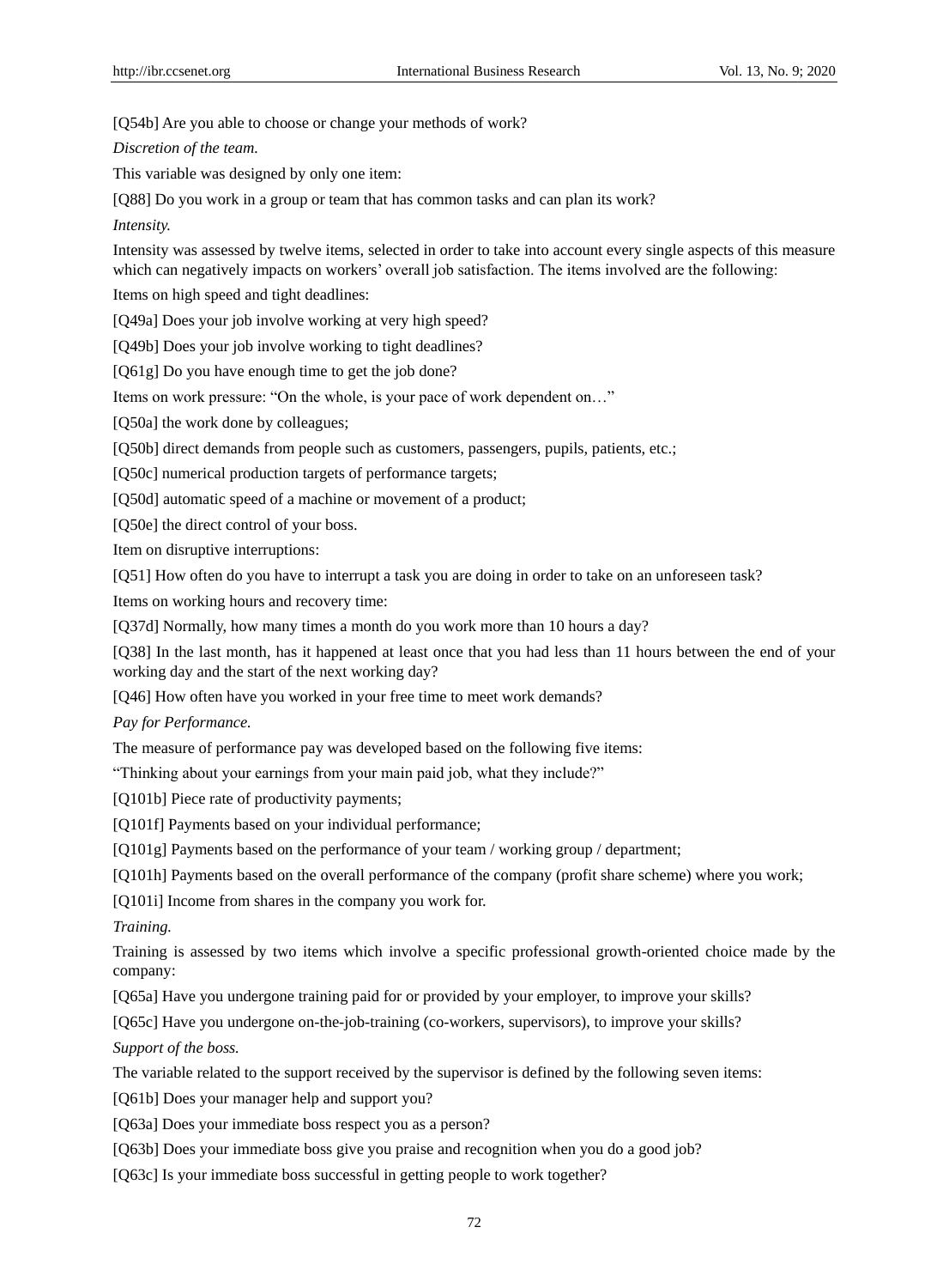[Q54b] Are you able to choose or change your methods of work?

*Discretion of the team.*

This variable was designed by only one item:

[Q88] Do you work in a group or team that has common tasks and can plan its work?

*Intensity.*

Intensity was assessed by twelve items, selected in order to take into account every single aspects of this measure which can negatively impacts on workers' overall job satisfaction. The items involved are the following:

Items on high speed and tight deadlines:

[Q49a] Does your job involve working at very high speed?

[Q49b] Does your job involve working to tight deadlines?

[Q61g] Do you have enough time to get the job done?

Items on work pressure: "On the whole, is your pace of work dependent on…"

[Q50a] the work done by colleagues;

[Q50b] direct demands from people such as customers, passengers, pupils, patients, etc.;

[Q50c] numerical production targets of performance targets;

[Q50d] automatic speed of a machine or movement of a product;

[Q50e] the direct control of your boss.

Item on disruptive interruptions:

[Q51] How often do you have to interrupt a task you are doing in order to take on an unforeseen task?

Items on working hours and recovery time:

[Q37d] Normally, how many times a month do you work more than 10 hours a day?

[Q38] In the last month, has it happened at least once that you had less than 11 hours between the end of your working day and the start of the next working day?

[Q46] How often have you worked in your free time to meet work demands?

*Pay for Performance.*

The measure of performance pay was developed based on the following five items:

"Thinking about your earnings from your main paid job, what they include?"

[Q101b] Piece rate of productivity payments;

[Q101f] Payments based on your individual performance;

[Q101g] Payments based on the performance of your team / working group / department;

[Q101h] Payments based on the overall performance of the company (profit share scheme) where you work;

[Q101i] Income from shares in the company you work for.

*Training.*

Training is assessed by two items which involve a specific professional growth-oriented choice made by the company:

[Q65a] Have you undergone training paid for or provided by your employer, to improve your skills?

[Q65c] Have you undergone on-the-job-training (co-workers, supervisors), to improve your skills?

*Support of the boss.*

The variable related to the support received by the supervisor is defined by the following seven items:

[Q61b] Does your manager help and support you?

[Q63a] Does your immediate boss respect you as a person?

[Q63b] Does your immediate boss give you praise and recognition when you do a good job?

[Q63c] Is your immediate boss successful in getting people to work together?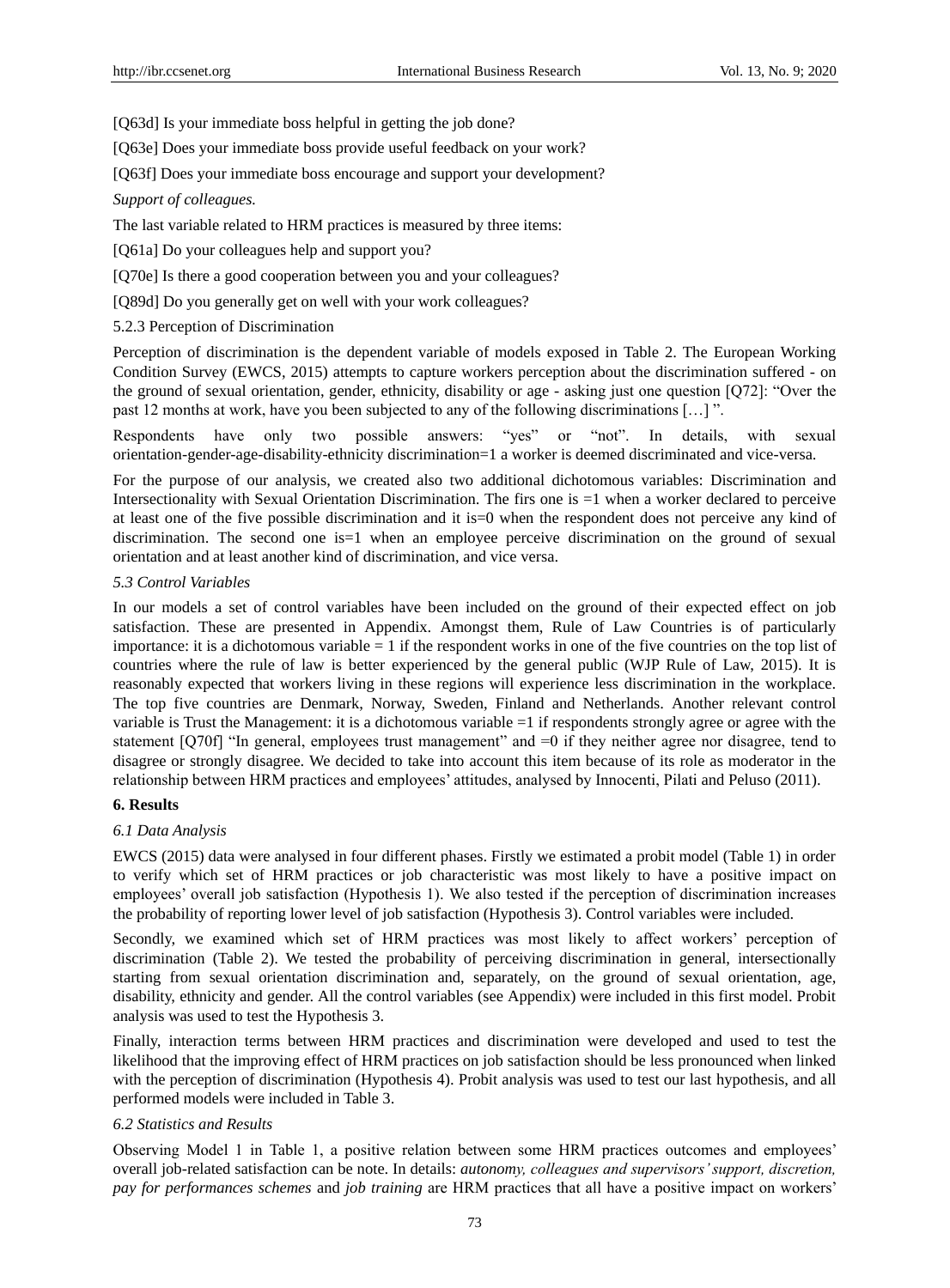[Q63d] Is your immediate boss helpful in getting the job done?

[Q63e] Does your immediate boss provide useful feedback on your work?

[Q63f] Does your immediate boss encourage and support your development?

*Support of colleagues.*

The last variable related to HRM practices is measured by three items:

[Q61a] Do your colleagues help and support you?

[Q70e] Is there a good cooperation between you and your colleagues?

[Q89d] Do you generally get on well with your work colleagues?

5.2.3 Perception of Discrimination

Perception of discrimination is the dependent variable of models exposed in Table 2. The European Working Condition Survey (EWCS, 2015) attempts to capture workers perception about the discrimination suffered - on the ground of sexual orientation, gender, ethnicity, disability or age - asking just one question [Q72]: "Over the past 12 months at work, have you been subjected to any of the following discriminations […] ".

Respondents have only two possible answers: "yes" or "not". In details, with sexual orientation-gender-age-disability-ethnicity discrimination=1 a worker is deemed discriminated and vice-versa.

For the purpose of our analysis, we created also two additional dichotomous variables: Discrimination and Intersectionality with Sexual Orientation Discrimination. The firs one is =1 when a worker declared to perceive at least one of the five possible discrimination and it is=0 when the respondent does not perceive any kind of discrimination. The second one is=1 when an employee perceive discrimination on the ground of sexual orientation and at least another kind of discrimination, and vice versa.

### *5.3 Control Variables*

In our models a set of control variables have been included on the ground of their expected effect on job satisfaction. These are presented in Appendix. Amongst them, Rule of Law Countries is of particularly importance: it is a dichotomous variable = 1 if the respondent works in one of the five countries on the top list of countries where the rule of law is better experienced by the general public (WJP Rule of Law, 2015). It is reasonably expected that workers living in these regions will experience less discrimination in the workplace. The top five countries are Denmark, Norway, Sweden, Finland and Netherlands. Another relevant control variable is Trust the Management: it is a dichotomous variable =1 if respondents strongly agree or agree with the statement [Q70f] "In general, employees trust management" and =0 if they neither agree nor disagree, tend to disagree or strongly disagree. We decided to take into account this item because of its role as moderator in the relationship between HRM practices and employees' attitudes, analysed by Innocenti, Pilati and Peluso (2011).

## **6. Results**

### *6.1 Data Analysis*

EWCS (2015) data were analysed in four different phases. Firstly we estimated a probit model (Table 1) in order to verify which set of HRM practices or job characteristic was most likely to have a positive impact on employees' overall job satisfaction (Hypothesis 1). We also tested if the perception of discrimination increases the probability of reporting lower level of job satisfaction (Hypothesis 3). Control variables were included.

Secondly, we examined which set of HRM practices was most likely to affect workers' perception of discrimination (Table 2). We tested the probability of perceiving discrimination in general, intersectionally starting from sexual orientation discrimination and, separately, on the ground of sexual orientation, age, disability, ethnicity and gender. All the control variables (see Appendix) were included in this first model. Probit analysis was used to test the Hypothesis 3.

Finally, interaction terms between HRM practices and discrimination were developed and used to test the likelihood that the improving effect of HRM practices on job satisfaction should be less pronounced when linked with the perception of discrimination (Hypothesis 4). Probit analysis was used to test our last hypothesis, and all performed models were included in Table 3.

### *6.2 Statistics and Results*

Observing Model 1 in Table 1, a positive relation between some HRM practices outcomes and employees' overall job-related satisfaction can be note. In details: *autonomy, colleagues and supervisors' support, discretion, pay for performances schemes* and *job training* are HRM practices that all have a positive impact on workers'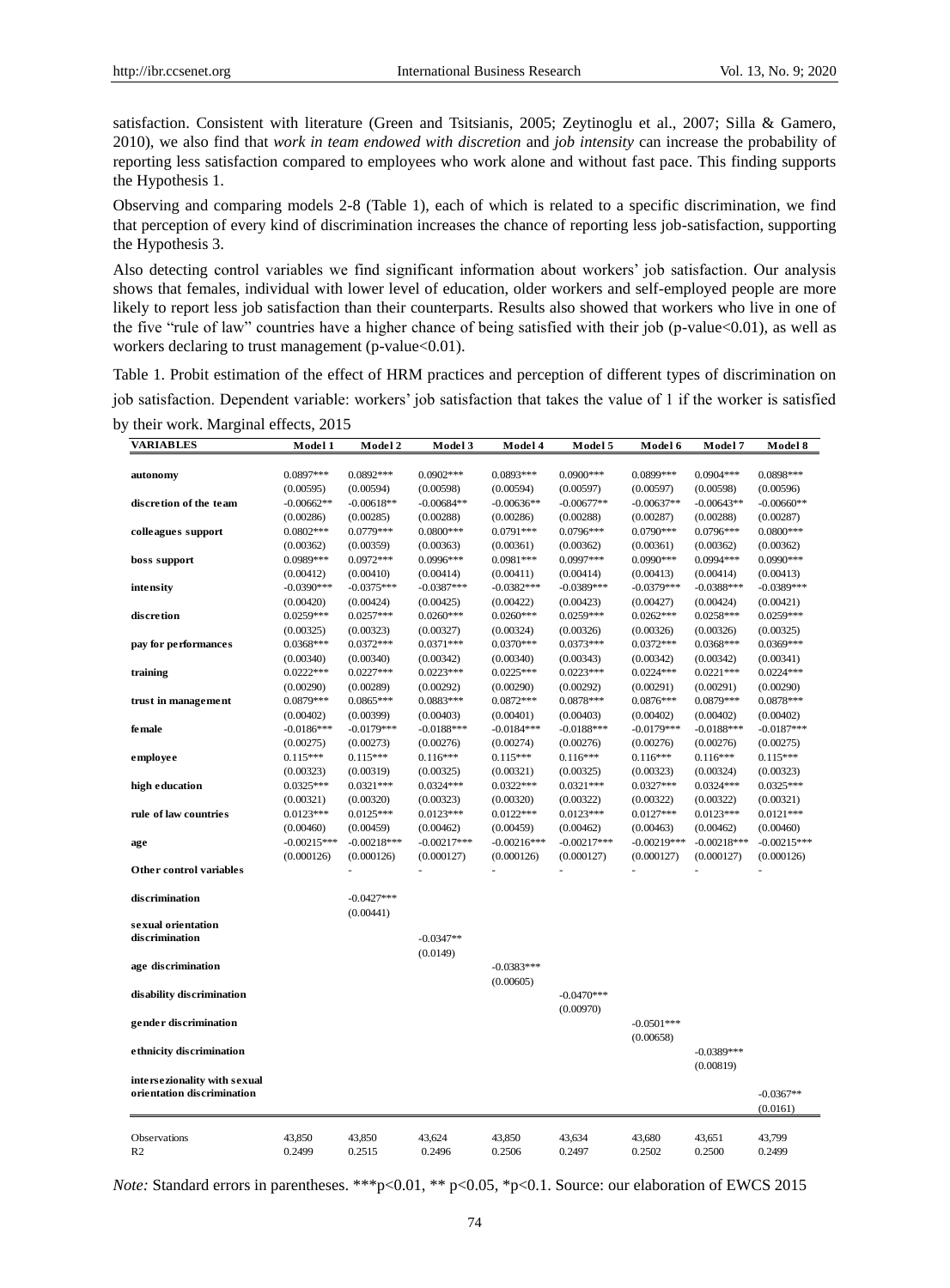satisfaction. Consistent with literature (Green and Tsitsianis, 2005; Zeytinoglu et al., 2007; Silla & Gamero, 2010), we also find that *work in team endowed with discretion* and *job intensity* can increase the probability of reporting less satisfaction compared to employees who work alone and without fast pace. This finding supports the Hypothesis 1.

Observing and comparing models 2-8 (Table 1), each of which is related to a specific discrimination, we find that perception of every kind of discrimination increases the chance of reporting less job-satisfaction, supporting the Hypothesis 3.

Also detecting control variables we find significant information about workers' job satisfaction. Our analysis shows that females, individual with lower level of education, older workers and self-employed people are more likely to report less job satisfaction than their counterparts. Results also showed that workers who live in one of the five "rule of law" countries have a higher chance of being satisfied with their job (p-value<0.01), as well as workers declaring to trust management (p-value<0.01).

Table 1. Probit estimation of the effect of HRM practices and perception of different types of discrimination on job satisfaction. Dependent variable: workers' job satisfaction that takes the value of 1 if the worker is satisfied by their work. Marginal effects, 2015

| VARIABLES | Model 1 | Model 2 | Model 3 | Model 4 | Model 5 | Model 6 | Model 7 | Model 8 |
|---|---|---|---|---|---|---|---|---|
| autonomy | 0.0897*** | 0.0892*** | 0.0902*** | 0.0893*** | 0.0900*** | 0.0899*** | 0.0904*** | 0.0898*** |
| | (0.00595) | (0.00594) | (0.00598) | (0.00594) | (0.00597) | (0.00597) | (0.00598) | (0.00596) |
| discretion of the team | -0.00662** | -0.00618** | -0.00684** | -0.00636** | -0.00677** | -0.00637** | -0.00643** | -0.00660** |
| | (0.00286) | (0.00285) | (0.00288) | (0.00286) | (0.00288) | (0.00287) | (0.00288) | (0.00287) |
| colleagues support | 0.0802*** | 0.0779*** | 0.0800*** | 0.0791*** | 0.0796*** | 0.0790*** | 0.0796*** | 0.0800*** |
| | (0.00362) | (0.00359) | (0.00363) | (0.00361) | (0.00362) | (0.00361) | (0.00362) | (0.00362) |
| boss support | 0.0989*** | 0.0972*** | 0.0996*** | 0.0981*** | 0.0997*** | 0.0990*** | 0.0994*** | 0.0990*** |
| | (0.00412) | (0.00410) | (0.00414) | (0.00411) | (0.00414) | (0.00413) | (0.00414) | (0.00413) |
| intensity | -0.0390*** | -0.0375*** | -0.0387*** | -0.0382*** | -0.0389*** | -0.0379*** | -0.0388*** | -0.0389*** |
| | (0.00420) | (0.00424) | (0.00425) | (0.00422) | (0.00423) | (0.00427) | (0.00424) | (0.00421) |
| discretion | 0.0259*** | 0.0257*** | 0.0260*** | 0.0260*** | 0.0259*** | 0.0262*** | 0.0258*** | 0.0259*** |
| | (0.00325) | (0.00323) | (0.00327) | (0.00324) | (0.00326) | (0.00326) | (0.00326) | (0.00325) |
| pay for performances | 0.0368*** | 0.0372*** | 0.0371*** | 0.0370*** | 0.0373*** | 0.0372*** | 0.0368*** | 0.0369*** |
| | (0.00340) | (0.00340) | (0.00342) | (0.00340) | (0.00343) | (0.00342) | (0.00342) | (0.00341) |
| training | 0.0222*** | 0.0227*** | 0.0223*** | 0.0225*** | 0.0223*** | 0.0224*** | 0.0221*** | 0.0224*** |
| | (0.00290) | (0.00289) | (0.00292) | (0.00290) | (0.00292) | (0.00291) | (0.00291) | (0.00290) |
| trust in management | 0.0879*** | 0.0865*** | 0.0883*** | 0.0872*** | 0.0878*** | 0.0876*** | 0.0879*** | 0.0878*** |
| | (0.00402) | (0.00399) | (0.00403) | (0.00401) | (0.00403) | (0.00402) | (0.00402) | (0.00402) |
| female | -0.0186*** | -0.0179*** | -0.0188*** | -0.0184*** | -0.0188*** | -0.0179*** | -0.0188*** | -0.0187*** |
| | (0.00275) | (0.00273) | (0.00276) | (0.00274) | (0.00276) | (0.00276) | (0.00276) | (0.00275) |
| employee | 0.115*** | 0.115*** | 0.116*** | 0.115*** | 0.116*** | 0.116*** | 0.116*** | 0.115*** |
| | (0.00323) | (0.00319) | (0.00325) | (0.00321) | (0.00325) | (0.00323) | (0.00324) | (0.00323) |
| high education | 0.0325*** | 0.0321*** | 0.0324*** | 0.0322*** | 0.0321*** | 0.0327*** | 0.0324*** | 0.0325*** |
| | (0.00321) | (0.00320) | (0.00323) | (0.00320) | (0.00322) | (0.00322) | (0.00322) | (0.00321) |
| rule of law countries | 0.0123*** | 0.0125*** | 0.0123*** | 0.0122*** | 0.0123*** | 0.0127*** | 0.0123*** | 0.0121*** |
| | (0.00460) | (0.00459) | (0.00462) | (0.00459) | (0.00462) | (0.00463) | (0.00462) | (0.00460) |
| age | -0.00215*** | -0.00218*** | -0.00217*** | -0.00216*** | -0.00217*** | -0.00219*** | -0.00218*** | -0.00215*** |
| | (0.000126) | (0.000126) | (0.000127) | (0.000126) | (0.000127) | (0.000127) | (0.000127) | (0.000126) |
| Other control variables | | - | - | - | - | - | - | - |
| discrimination | | -0.0427*** | | | | | | |
| | | (0.00441) | | | | | | |
| sexual orientation discrimination | | | -0.0347** | | | | | |
| | | | (0.0149) | | | | | |
| age discrimination | | | | -0.0383*** | | | | |
| | | | | (0.00605) | | | | |
| disability discrimination | | | | | -0.0470*** | | | |
| | | | | | (0.00970) | | | |
| gender discrimination | | | | | | -0.0501*** | | |
| | | | | | | (0.00658) | | |
| ethnicity discrimination | | | | | | | -0.0389*** | |
| | | | | | | | (0.00819) | |
| intersezionality with sexual orientation discrimination | | | | | | | | -0.0367** |
| | | | | | | | | (0.0161) |
| Observations | 43,850 | 43,850 | 43,624 | 43,850 | 43,634 | 43,680 | 43,651 | 43,799 |
| R2 | 0.2499 | 0.2515 | 0.2496 | 0.2506 | 0.2497 | 0.2502 | 0.2500 | 0.2499 |

*Note:* Standard errors in parentheses. ***p<0.01, ** p<0.05, *p<0.1. Source: our elaboration of EWCS 2015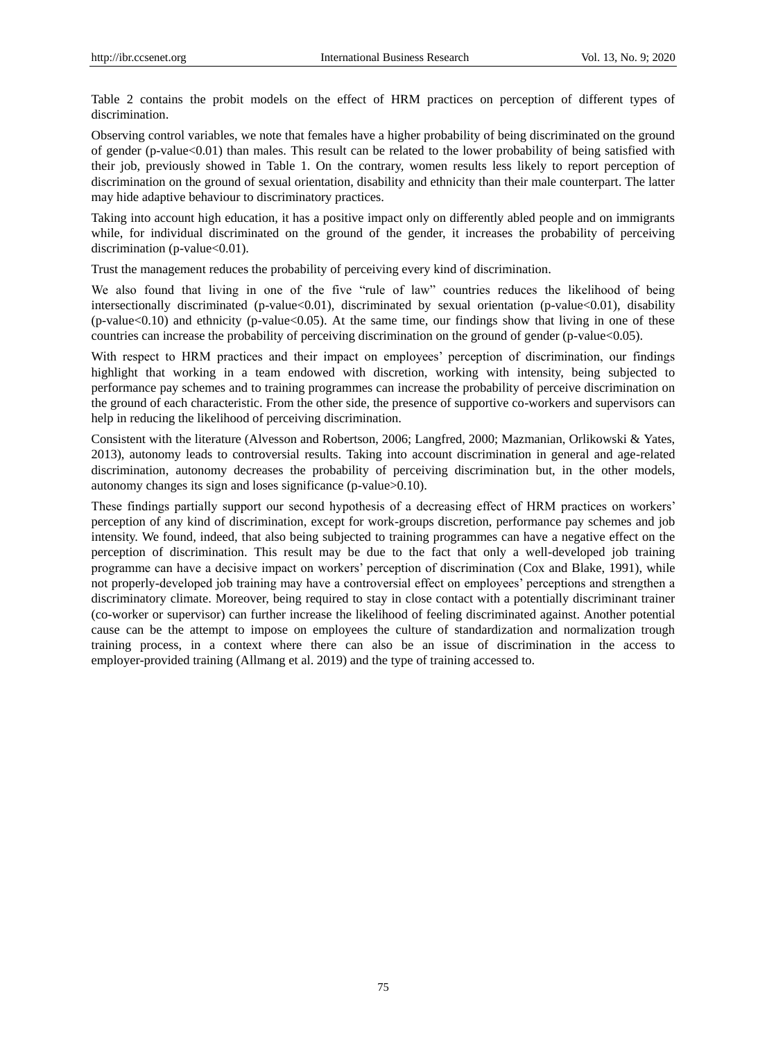Table 2 contains the probit models on the effect of HRM practices on perception of different types of discrimination.

Observing control variables, we note that females have a higher probability of being discriminated on the ground of gender (p-value<0.01) than males. This result can be related to the lower probability of being satisfied with their job, previously showed in Table 1. On the contrary, women results less likely to report perception of discrimination on the ground of sexual orientation, disability and ethnicity than their male counterpart. The latter may hide adaptive behaviour to discriminatory practices.

Taking into account high education, it has a positive impact only on differently abled people and on immigrants while, for individual discriminated on the ground of the gender, it increases the probability of perceiving discrimination (p-value<0.01).

Trust the management reduces the probability of perceiving every kind of discrimination.

We also found that living in one of the five "rule of law" countries reduces the likelihood of being intersectionally discriminated (p-value<0.01), discriminated by sexual orientation (p-value<0.01), disability (p-value<0.10) and ethnicity (p-value<0.05). At the same time, our findings show that living in one of these countries can increase the probability of perceiving discrimination on the ground of gender (p-value<0.05).

With respect to HRM practices and their impact on employees' perception of discrimination, our findings highlight that working in a team endowed with discretion, working with intensity, being subjected to performance pay schemes and to training programmes can increase the probability of perceive discrimination on the ground of each characteristic. From the other side, the presence of supportive co-workers and supervisors can help in reducing the likelihood of perceiving discrimination.

Consistent with the literature (Alvesson and Robertson, 2006; Langfred, 2000; Mazmanian, Orlikowski & Yates, 2013), autonomy leads to controversial results. Taking into account discrimination in general and age-related discrimination, autonomy decreases the probability of perceiving discrimination but, in the other models, autonomy changes its sign and loses significance (p-value>0.10).

These findings partially support our second hypothesis of a decreasing effect of HRM practices on workers' perception of any kind of discrimination, except for work-groups discretion, performance pay schemes and job intensity. We found, indeed, that also being subjected to training programmes can have a negative effect on the perception of discrimination. This result may be due to the fact that only a well-developed job training programme can have a decisive impact on workers' perception of discrimination (Cox and Blake, 1991), while not properly-developed job training may have a controversial effect on employees' perceptions and strengthen a discriminatory climate. Moreover, being required to stay in close contact with a potentially discriminant trainer (co-worker or supervisor) can further increase the likelihood of feeling discriminated against. Another potential cause can be the attempt to impose on employees the culture of standardization and normalization trough training process, in a context where there can also be an issue of discrimination in the access to employer-provided training (Allmang et al. 2019) and the type of training accessed to.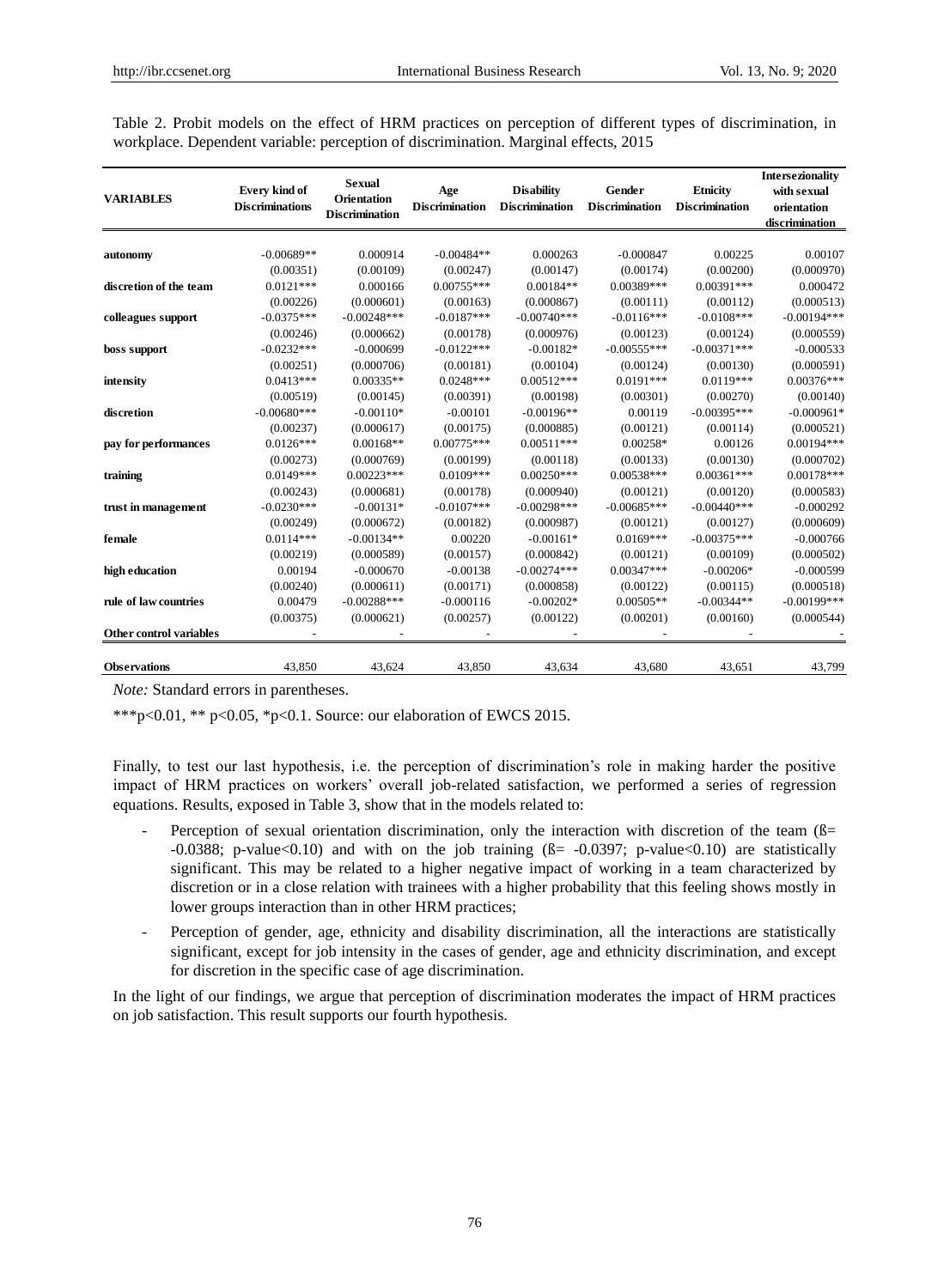Table 2. Probit models on the effect of HRM practices on perception of different types of discrimination, in workplace. Dependent variable: perception of discrimination. Marginal effects, 2015

| VARIABLES | Every kind of Discriminations | Sexual Orientation Discrimination | Age Discrimination | Disability Discrimination | Gender Discrimination | Etnicity Discrimination | Intersezionality with sexual orientation discrimination |
|---|---|---|---|---|---|---|---|
| autonomy | -0.00689** | 0.000914 | -0.00484** | 0.000263 | -0.000847 | 0.00225 | 0.00107 |
| | (0.00351) | (0.00109) | (0.00247) | (0.00147) | (0.00174) | (0.00200) | (0.000970) |
| discretion of the team | 0.0121*** | 0.000166 | 0.00755*** | 0.00184** | 0.00389*** | 0.00391*** | 0.000472 |
| | (0.00226) | (0.000601) | (0.00163) | (0.000867) | (0.00111) | (0.00112) | (0.000513) |
| colleagues support | -0.0375*** | -0.00248*** | -0.0187*** | -0.00740*** | -0.0116*** | -0.0108*** | -0.00194*** |
| | (0.00246) | (0.000662) | (0.00178) | (0.000976) | (0.00123) | (0.00124) | (0.000559) |
| boss support | -0.0232*** | -0.000699 | -0.0122*** | -0.00182* | -0.00555*** | -0.00371*** | -0.000533 |
| | (0.00251) | (0.000706) | (0.00181) | (0.00104) | (0.00124) | (0.00130) | (0.000591) |
| intensity | 0.0413*** | 0.00335** | 0.0248*** | 0.00512*** | 0.0191*** | 0.0119*** | 0.00376*** |
| | (0.00519) | (0.00145) | (0.00391) | (0.00198) | (0.00301) | (0.00270) | (0.00140) |
| discretion | -0.00680*** | -0.00110* | -0.00101 | -0.00196** | 0.00119 | -0.00395*** | -0.000961* |
| | (0.00237) | (0.000617) | (0.00175) | (0.000885) | (0.00121) | (0.00114) | (0.000521) |
| pay for performances | 0.0126*** | 0.00168** | 0.00775*** | 0.00511*** | 0.00258* | 0.00126 | 0.00194*** |
| | (0.00273) | (0.000769) | (0.00199) | (0.00118) | (0.00133) | (0.00130) | (0.000702) |
| training | 0.0149*** | 0.00223*** | 0.0109*** | 0.00250*** | 0.00538*** | 0.00361*** | 0.00178*** |
| | (0.00243) | (0.000681) | (0.00178) | (0.000940) | (0.00121) | (0.00120) | (0.000583) |
| trust in management | -0.0230*** | -0.00131* | -0.0107*** | -0.00298*** | -0.00685*** | -0.00440*** | -0.000292 |
| | (0.00249) | (0.000672) | (0.00182) | (0.000987) | (0.00121) | (0.00127) | (0.000609) |
| female | 0.0114*** | -0.00134** | 0.00220 | -0.00161* | 0.0169*** | -0.00375*** | -0.000766 |
| | (0.00219) | (0.000589) | (0.00157) | (0.000842) | (0.00121) | (0.00109) | (0.000502) |
| high education | 0.00194 | -0.000670 | -0.00138 | -0.00274*** | 0.00347*** | -0.00206* | -0.000599 |
| | (0.00240) | (0.000611) | (0.00171) | (0.000858) | (0.00122) | (0.00115) | (0.000518) |
| rule of law countries | 0.00479 | -0.00288*** | -0.000116 | -0.00202* | 0.00505** | -0.00344** | -0.00199*** |
| | (0.00375) | (0.000621) | (0.00257) | (0.00122) | (0.00201) | (0.00160) | (0.000544) |
| Other control variables | - | - | - | - | - | - | - |
| Observations | 43,850 | 43,624 | 43,850 | 43,634 | 43,680 | 43,651 | 43,799 |

*Note:* Standard errors in parentheses.

***p<0.01, ** p<0.05, *p<0.1. Source: our elaboration of EWCS 2015.

Finally, to test our last hypothesis, i.e. the perception of discrimination's role in making harder the positive impact of HRM practices on workers' overall job-related satisfaction, we performed a series of regression equations. Results, exposed in Table 3, show that in the models related to:

- Perception of sexual orientation discrimination, only the interaction with discretion of the team ($\beta = -0.0388$; p-value<0.10) and with on the job training ($\beta = -0.0397$; p-value<0.10) are statistically significant. This may be related to a higher negative impact of working in a team characterized by discretion or in a close relation with trainees with a higher probability that this feeling shows mostly in lower groups interaction than in other HRM practices;
- Perception of gender, age, ethnicity and disability discrimination, all the interactions are statistically significant, except for job intensity in the cases of gender, age and ethnicity discrimination, and except for discretion in the specific case of age discrimination.

In the light of our findings, we argue that perception of discrimination moderates the impact of HRM practices on job satisfaction. This result supports our fourth hypothesis.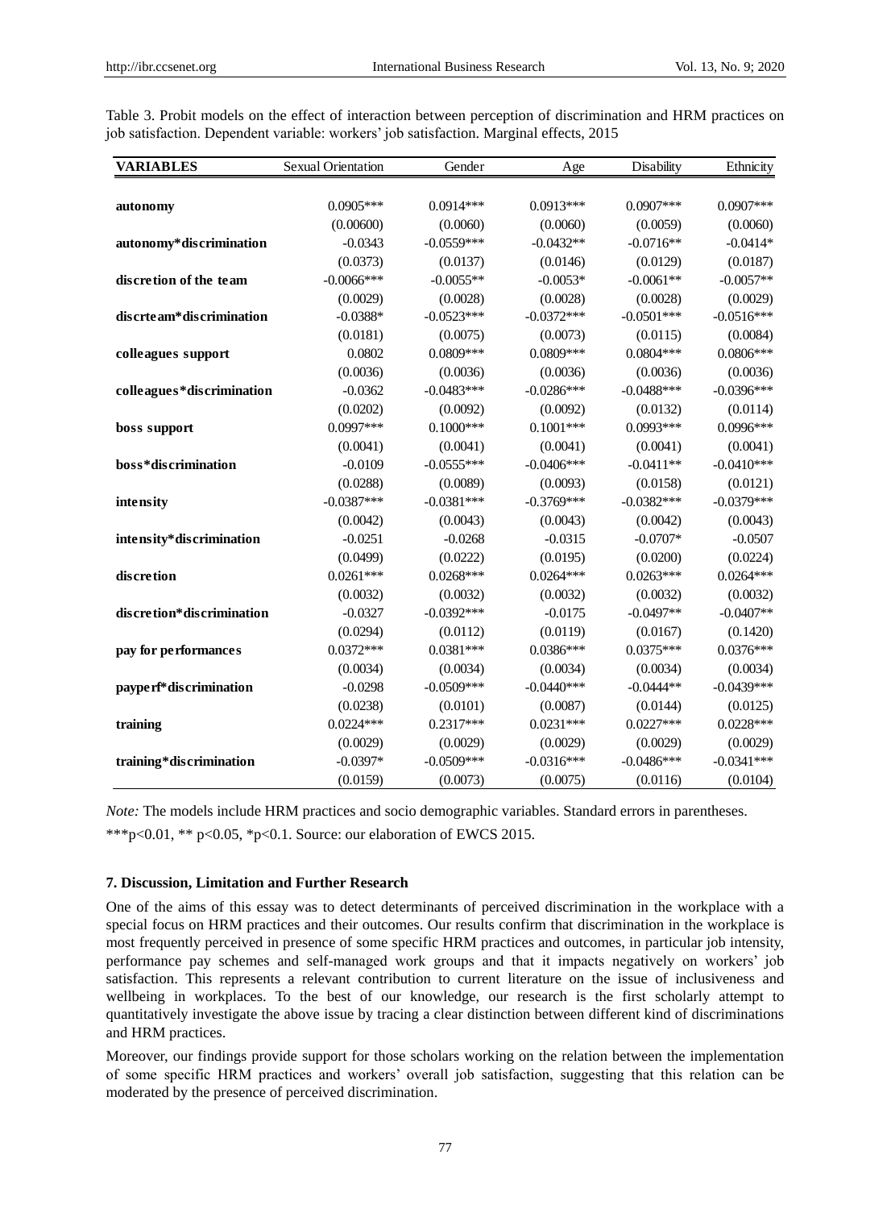Table 3. Probit models on the effect of interaction between perception of discrimination and HRM practices on job satisfaction. Dependent variable: workers' job satisfaction. Marginal effects, 2015

| VARIABLES | Sexual Orientation | Gender | Age | Disability | Ethnicity |
|---|---|---|---|---|---|
| **autonomy** | 0.0905*** | 0.0914*** | 0.0913*** | 0.0907*** | 0.0907*** |
| | (0.00600) | (0.0060) | (0.0060) | (0.0059) | (0.0060) |
| **autonomy*discrimination** | -0.0343 | -0.0559*** | -0.0432** | -0.0716** | -0.0414* |
| | (0.0373) | (0.0137) | (0.0146) | (0.0129) | (0.0187) |
| **discretion of the team** | -0.0066*** | -0.0055** | -0.0053* | -0.0061** | -0.0057** |
| | (0.0029) | (0.0028) | (0.0028) | (0.0028) | (0.0029) |
| **discrteam*discrimination** | -0.0388* | -0.0523*** | -0.0372*** | -0.0501*** | -0.0516*** |
| | (0.0181) | (0.0075) | (0.0073) | (0.0115) | (0.0084) |
| **colleagues support** | 0.0802 | 0.0809*** | 0.0809*** | 0.0804*** | 0.0806*** |
| | (0.0036) | (0.0036) | (0.0036) | (0.0036) | (0.0036) |
| **colleagues*discrimination** | -0.0362 | -0.0483*** | -0.0286*** | -0.0488*** | -0.0396*** |
| | (0.0202) | (0.0092) | (0.0092) | (0.0132) | (0.0114) |
| **boss support** | 0.0997*** | 0.1000*** | 0.1001*** | 0.0993*** | 0.0996*** |
| | (0.0041) | (0.0041) | (0.0041) | (0.0041) | (0.0041) |
| **boss*discrimination** | -0.0109 | -0.0555*** | -0.0406*** | -0.0411** | -0.0410*** |
| | (0.0288) | (0.0089) | (0.0093) | (0.0158) | (0.0121) |
| **intensity** | -0.0387*** | -0.0381*** | -0.3769*** | -0.0382*** | -0.0379*** |
| | (0.0042) | (0.0043) | (0.0043) | (0.0042) | (0.0043) |
| **intensity*discrimination** | -0.0251 | -0.0268 | -0.0315 | -0.0707* | -0.0507 |
| | (0.0499) | (0.0222) | (0.0195) | (0.0200) | (0.0224) |
| **discretion** | 0.0261*** | 0.0268*** | 0.0264*** | 0.0263*** | 0.0264*** |
| | (0.0032) | (0.0032) | (0.0032) | (0.0032) | (0.0032) |
| **discretion*discrimination** | -0.0327 | -0.0392*** | -0.0175 | -0.0497** | -0.0407** |
| | (0.0294) | (0.0112) | (0.0119) | (0.0167) | (0.1420) |
| **pay for performances** | 0.0372*** | 0.0381*** | 0.0386*** | 0.0375*** | 0.0376*** |
| | (0.0034) | (0.0034) | (0.0034) | (0.0034) | (0.0034) |
| **payperf*discrimination** | -0.0298 | -0.0509*** | -0.0440*** | -0.0444** | -0.0439*** |
| | (0.0238) | (0.0101) | (0.0087) | (0.0144) | (0.0125) |
| **training** | 0.0224*** | 0.2317*** | 0.0231*** | 0.0227*** | 0.0228*** |
| | (0.0029) | (0.0029) | (0.0029) | (0.0029) | (0.0029) |
| **training*discrimination** | -0.0397* | -0.0509*** | -0.0316*** | -0.0486*** | -0.0341*** |
| | (0.0159) | (0.0073) | (0.0075) | (0.0116) | (0.0104) |

*Note:* The models include HRM practices and socio demographic variables. Standard errors in parentheses. ***p<0.01, ** p<0.05, *p<0.1. Source: our elaboration of EWCS 2015.

### 7. Discussion, Limitation and Further Research

One of the aims of this essay was to detect determinants of perceived discrimination in the workplace with a special focus on HRM practices and their outcomes. Our results confirm that discrimination in the workplace is most frequently perceived in presence of some specific HRM practices and outcomes, in particular job intensity, performance pay schemes and self-managed work groups and that it impacts negatively on workers' job satisfaction. This represents a relevant contribution to current literature on the issue of inclusiveness and wellbeing in workplaces. To the best of our knowledge, our research is the first scholarly attempt to quantitatively investigate the above issue by tracing a clear distinction between different kind of discriminations and HRM practices.

Moreover, our findings provide support for those scholars working on the relation between the implementation of some specific HRM practices and workers' overall job satisfaction, suggesting that this relation can be moderated by the presence of perceived discrimination.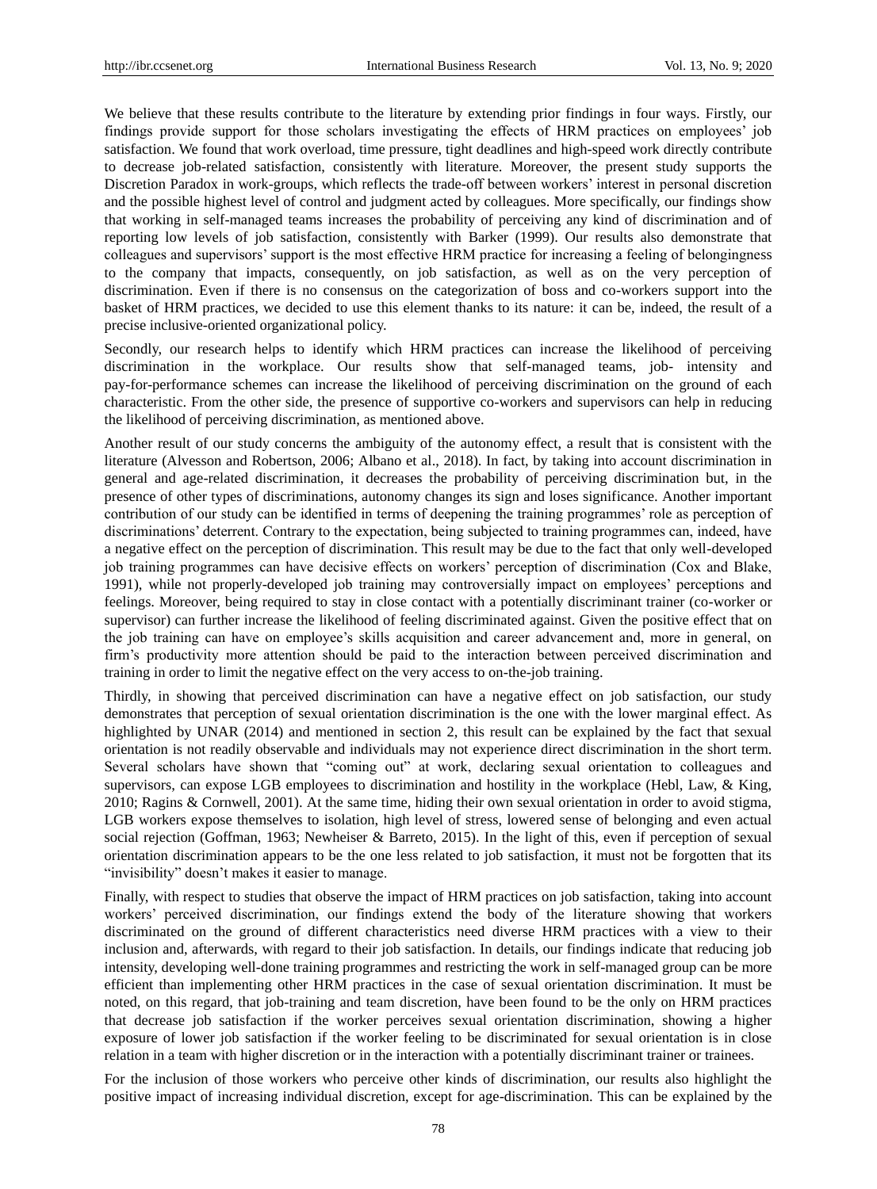We believe that these results contribute to the literature by extending prior findings in four ways. Firstly, our findings provide support for those scholars investigating the effects of HRM practices on employees' job satisfaction. We found that work overload, time pressure, tight deadlines and high-speed work directly contribute to decrease job-related satisfaction, consistently with literature. Moreover, the present study supports the Discretion Paradox in work-groups, which reflects the trade-off between workers' interest in personal discretion and the possible highest level of control and judgment acted by colleagues. More specifically, our findings show that working in self-managed teams increases the probability of perceiving any kind of discrimination and of reporting low levels of job satisfaction, consistently with Barker (1999). Our results also demonstrate that colleagues and supervisors' support is the most effective HRM practice for increasing a feeling of belongingness to the company that impacts, consequently, on job satisfaction, as well as on the very perception of discrimination. Even if there is no consensus on the categorization of boss and co-workers support into the basket of HRM practices, we decided to use this element thanks to its nature: it can be, indeed, the result of a precise inclusive-oriented organizational policy.

Secondly, our research helps to identify which HRM practices can increase the likelihood of perceiving discrimination in the workplace. Our results show that self-managed teams, job- intensity and pay-for-performance schemes can increase the likelihood of perceiving discrimination on the ground of each characteristic. From the other side, the presence of supportive co-workers and supervisors can help in reducing the likelihood of perceiving discrimination, as mentioned above.

Another result of our study concerns the ambiguity of the autonomy effect, a result that is consistent with the literature (Alvesson and Robertson, 2006; Albano et al., 2018). In fact, by taking into account discrimination in general and age-related discrimination, it decreases the probability of perceiving discrimination but, in the presence of other types of discriminations, autonomy changes its sign and loses significance. Another important contribution of our study can be identified in terms of deepening the training programmes' role as perception of discriminations' deterrent. Contrary to the expectation, being subjected to training programmes can, indeed, have a negative effect on the perception of discrimination. This result may be due to the fact that only well-developed job training programmes can have decisive effects on workers' perception of discrimination (Cox and Blake, 1991), while not properly-developed job training may controversially impact on employees' perceptions and feelings. Moreover, being required to stay in close contact with a potentially discriminant trainer (co-worker or supervisor) can further increase the likelihood of feeling discriminated against. Given the positive effect that on the job training can have on employee's skills acquisition and career advancement and, more in general, on firm's productivity more attention should be paid to the interaction between perceived discrimination and training in order to limit the negative effect on the very access to on-the-job training.

Thirdly, in showing that perceived discrimination can have a negative effect on job satisfaction, our study demonstrates that perception of sexual orientation discrimination is the one with the lower marginal effect. As highlighted by UNAR (2014) and mentioned in section 2, this result can be explained by the fact that sexual orientation is not readily observable and individuals may not experience direct discrimination in the short term. Several scholars have shown that "coming out" at work, declaring sexual orientation to colleagues and supervisors, can expose LGB employees to discrimination and hostility in the workplace (Hebl, Law, & King, 2010; Ragins & Cornwell, 2001). At the same time, hiding their own sexual orientation in order to avoid stigma, LGB workers expose themselves to isolation, high level of stress, lowered sense of belonging and even actual social rejection (Goffman, 1963; Newheiser & Barreto, 2015). In the light of this, even if perception of sexual orientation discrimination appears to be the one less related to job satisfaction, it must not be forgotten that its "invisibility" doesn't makes it easier to manage.

Finally, with respect to studies that observe the impact of HRM practices on job satisfaction, taking into account workers' perceived discrimination, our findings extend the body of the literature showing that workers discriminated on the ground of different characteristics need diverse HRM practices with a view to their inclusion and, afterwards, with regard to their job satisfaction. In details, our findings indicate that reducing job intensity, developing well-done training programmes and restricting the work in self-managed group can be more efficient than implementing other HRM practices in the case of sexual orientation discrimination. It must be noted, on this regard, that job-training and team discretion, have been found to be the only on HRM practices that decrease job satisfaction if the worker perceives sexual orientation discrimination, showing a higher exposure of lower job satisfaction if the worker feeling to be discriminated for sexual orientation is in close relation in a team with higher discretion or in the interaction with a potentially discriminant trainer or trainees.

For the inclusion of those workers who perceive other kinds of discrimination, our results also highlight the positive impact of increasing individual discretion, except for age-discrimination. This can be explained by the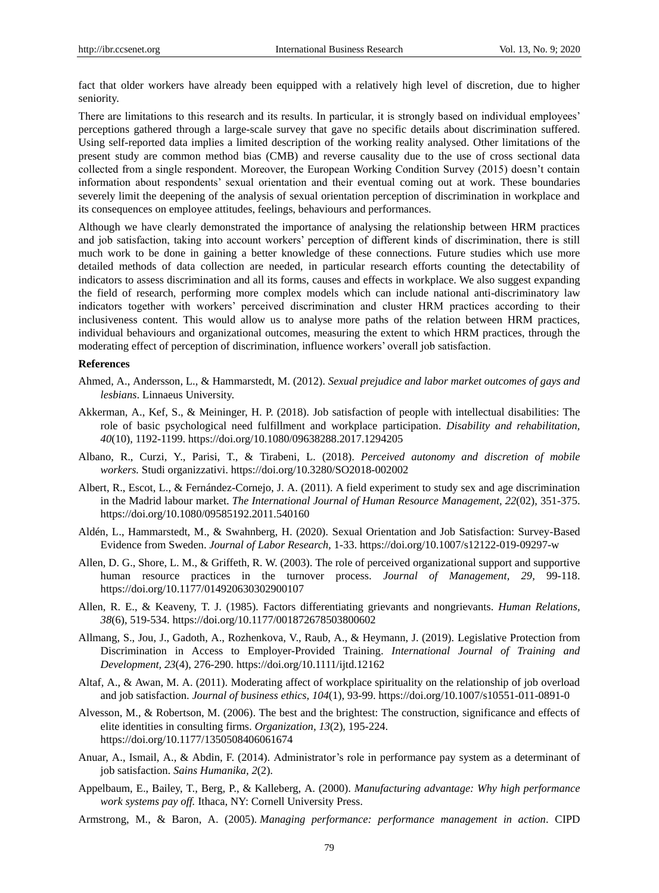fact that older workers have already been equipped with a relatively high level of discretion, due to higher seniority.

There are limitations to this research and its results. In particular, it is strongly based on individual employees' perceptions gathered through a large-scale survey that gave no specific details about discrimination suffered. Using self-reported data implies a limited description of the working reality analysed. Other limitations of the present study are common method bias (CMB) and reverse causality due to the use of cross sectional data collected from a single respondent. Moreover, the European Working Condition Survey (2015) doesn't contain information about respondents' sexual orientation and their eventual coming out at work. These boundaries severely limit the deepening of the analysis of sexual orientation perception of discrimination in workplace and its consequences on employee attitudes, feelings, behaviours and performances.

Although we have clearly demonstrated the importance of analysing the relationship between HRM practices and job satisfaction, taking into account workers' perception of different kinds of discrimination, there is still much work to be done in gaining a better knowledge of these connections. Future studies which use more detailed methods of data collection are needed, in particular research efforts counting the detectability of indicators to assess discrimination and all its forms, causes and effects in workplace. We also suggest expanding the field of research, performing more complex models which can include national anti-discriminatory law indicators together with workers' perceived discrimination and cluster HRM practices according to their inclusiveness content. This would allow us to analyse more paths of the relation between HRM practices, individual behaviours and organizational outcomes, measuring the extent to which HRM practices, through the moderating effect of perception of discrimination, influence workers' overall job satisfaction.

**References**

Ahmed, A., Andersson, L., & Hammarstedt, M. (2012). *Sexual prejudice and labor market outcomes of gays and lesbians*. Linnaeus University.

Akkerman, A., Kef, S., & Meininger, H. P. (2018). Job satisfaction of people with intellectual disabilities: The role of basic psychological need fulfillment and workplace participation. *Disability and rehabilitation, 40*(10), 1192-1199. https://doi.org/10.1080/09638288.2017.1294205

Albano, R., Curzi, Y., Parisi, T., & Tirabeni, L. (2018). *Perceived autonomy and discretion of mobile workers.* Studi organizzativi. https://doi.org/10.3280/SO2018-002002

Albert, R., Escot, L., & Fernández-Cornejo, J. A. (2011). A field experiment to study sex and age discrimination in the Madrid labour market. *The International Journal of Human Resource Management, 22*(02), 351-375. https://doi.org/10.1080/09585192.2011.540160

Aldén, L., Hammarstedt, M., & Swahnberg, H. (2020). Sexual Orientation and Job Satisfaction: Survey-Based Evidence from Sweden. *Journal of Labor Research,* 1-33. https://doi.org/10.1007/s12122-019-09297-w

Allen, D. G., Shore, L. M., & Griffeth, R. W. (2003). The role of perceived organizational support and supportive human resource practices in the turnover process. *Journal of Management, 29,* 99-118. https://doi.org/10.1177/014920630302900107

Allen, R. E., & Keaveny, T. J. (1985). Factors differentiating grievants and nongrievants. *Human Relations, 38*(6), 519-534. https://doi.org/10.1177/001872678503800602

Allmang, S., Jou, J., Gadoth, A., Rozhenkova, V., Raub, A., & Heymann, J. (2019). Legislative Protection from Discrimination in Access to Employer-Provided Training. *International Journal of Training and Development, 23*(4), 276-290. https://doi.org/10.1111/ijtd.12162

Altaf, A., & Awan, M. A. (2011). Moderating affect of workplace spirituality on the relationship of job overload and job satisfaction. *Journal of business ethics, 104*(1), 93-99. https://doi.org/10.1007/s10551-011-0891-0

Alvesson, M., & Robertson, M. (2006). The best and the brightest: The construction, significance and effects of elite identities in consulting firms. *Organization, 13*(2), 195-224. https://doi.org/10.1177/1350508406061674

Anuar, A., Ismail, A., & Abdin, F. (2014). Administrator's role in performance pay system as a determinant of job satisfaction. *Sains Humanika, 2*(2).

Appelbaum, E., Bailey, T., Berg, P., & Kalleberg, A. (2000). *Manufacturing advantage: Why high performance work systems pay off.* Ithaca, NY: Cornell University Press.

Armstrong, M., & Baron, A. (2005). *Managing performance: performance management in action*. CIPD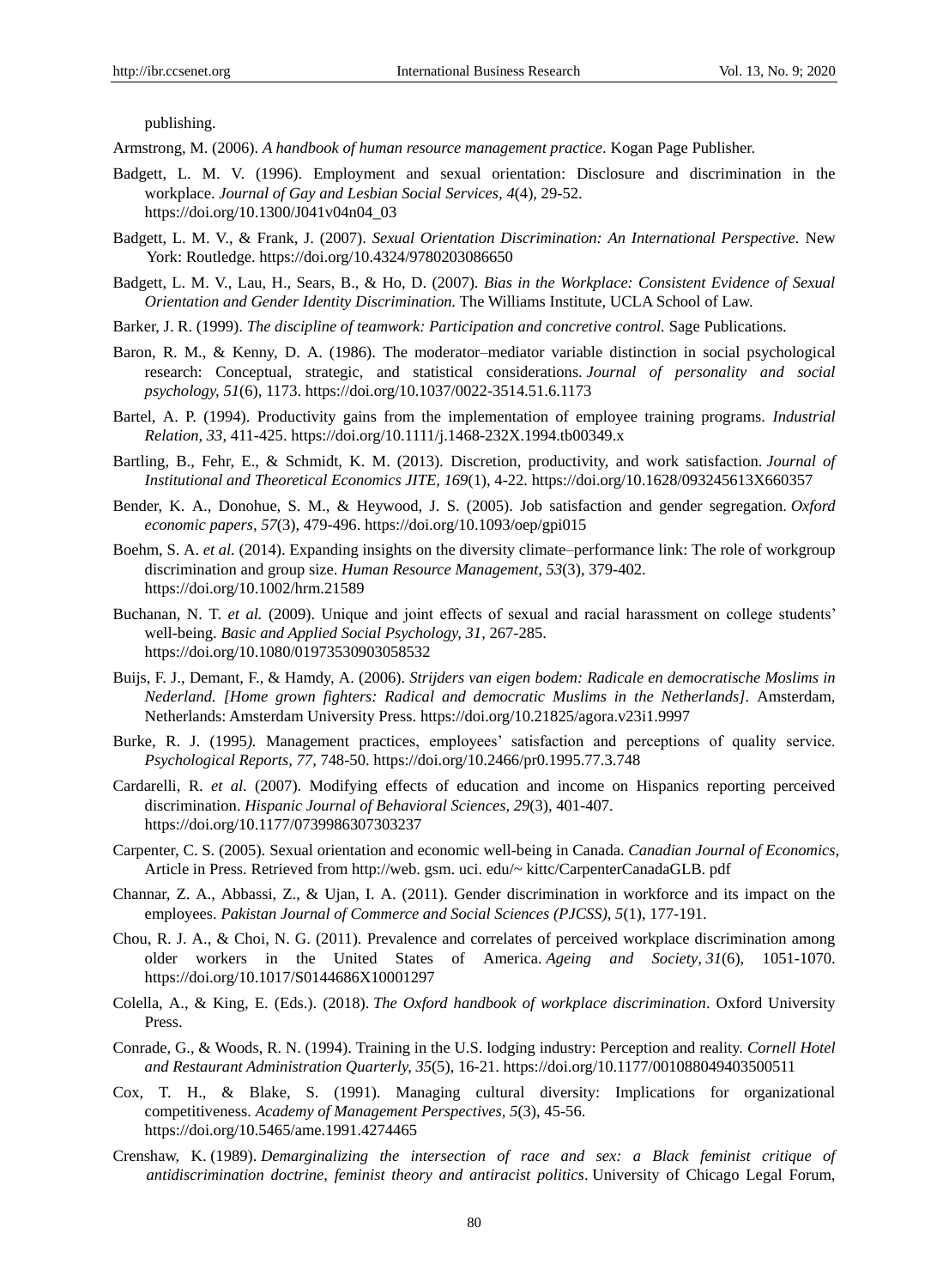publishing.

Armstrong, M. (2006). *A handbook of human resource management practice*. Kogan Page Publisher.

Badgett, L. M. V. (1996). Employment and sexual orientation: Disclosure and discrimination in the workplace. *Journal of Gay and Lesbian Social Services, 4*(4), 29-52. https://doi.org/10.1300/J041v04n04_03

Badgett, L. M. V., & Frank, J. (2007). *Sexual Orientation Discrimination: An International Perspective*. New York: Routledge. https://doi.org/10.4324/9780203086650

Badgett, L. M. V., Lau, H., Sears, B., & Ho, D. (2007). *Bias in the Workplace: Consistent Evidence of Sexual Orientation and Gender Identity Discrimination.* The Williams Institute, UCLA School of Law.

Barker, J. R. (1999). *The discipline of teamwork: Participation and concretive control.* Sage Publications.

Baron, R. M., & Kenny, D. A. (1986). The moderator–mediator variable distinction in social psychological research: Conceptual, strategic, and statistical considerations. *Journal of personality and social psychology, 51*(6), 1173. https://doi.org/10.1037/0022-3514.51.6.1173

Bartel, A. P. (1994). Productivity gains from the implementation of employee training programs. *Industrial Relation, 33*, 411-425. https://doi.org/10.1111/j.1468-232X.1994.tb00349.x

Bartling, B., Fehr, E., & Schmidt, K. M. (2013). Discretion, productivity, and work satisfaction. *Journal of Institutional and Theoretical Economics JITE, 169*(1), 4-22. https://doi.org/10.1628/093245613X660357

Bender, K. A., Donohue, S. M., & Heywood, J. S. (2005). Job satisfaction and gender segregation. *Oxford economic papers, 57*(3), 479-496. https://doi.org/10.1093/oep/gpi015

Boehm, S. A. *et al.* (2014). Expanding insights on the diversity climate–performance link: The role of workgroup discrimination and group size. *Human Resource Management, 53*(3), 379-402. https://doi.org/10.1002/hrm.21589

Buchanan, N. T. *et al.* (2009). Unique and joint effects of sexual and racial harassment on college students' well-being. *Basic and Applied Social Psychology, 31*, 267-285. https://doi.org/10.1080/01973530903058532

Buijs, F. J., Demant, F., & Hamdy, A. (2006). *Strijders van eigen bodem: Radicale en democratische Moslims in Nederland. [Home grown fighters: Radical and democratic Muslims in the Netherlands]*. Amsterdam, Netherlands: Amsterdam University Press. https://doi.org/10.21825/agora.v23i1.9997

Burke, R. J. (1995*).* Management practices, employees' satisfaction and perceptions of quality service. *Psychological Reports, 77*, 748-50. https://doi.org/10.2466/pr0.1995.77.3.748

Cardarelli, R. *et al.* (2007). Modifying effects of education and income on Hispanics reporting perceived discrimination. *Hispanic Journal of Behavioral Sciences, 29*(3), 401-407. https://doi.org/10.1177/0739986307303237

Carpenter, C. S. (2005). Sexual orientation and economic well-being in Canada. *Canadian Journal of Economics,* Article in Press. Retrieved from http://web. gsm. uci. edu/~ kittc/CarpenterCanadaGLB. pdf

Channar, Z. A., Abbassi, Z., & Ujan, I. A. (2011). Gender discrimination in workforce and its impact on the employees. *Pakistan Journal of Commerce and Social Sciences (PJCSS), 5*(1), 177-191.

Chou, R. J. A., & Choi, N. G. (2011). Prevalence and correlates of perceived workplace discrimination among older workers in the United States of America. *Ageing and Society, 31*(6), 1051-1070. https://doi.org/10.1017/S0144686X10001297

Colella, A., & King, E. (Eds.). (2018). *The Oxford handbook of workplace discrimination*. Oxford University Press.

Conrade, G., & Woods, R. N. (1994). Training in the U.S. lodging industry: Perception and reality. *Cornell Hotel and Restaurant Administration Quarterly, 35*(5), 16-21. https://doi.org/10.1177/001088049403500511

Cox, T. H., & Blake, S. (1991). Managing cultural diversity: Implications for organizational competitiveness. *Academy of Management Perspectives, 5*(3), 45-56. https://doi.org/10.5465/ame.1991.4274465

Crenshaw, K. (1989). *Demarginalizing the intersection of race and sex: a Black feminist critique of antidiscrimination doctrine, feminist theory and antiracist politics*. University of Chicago Legal Forum,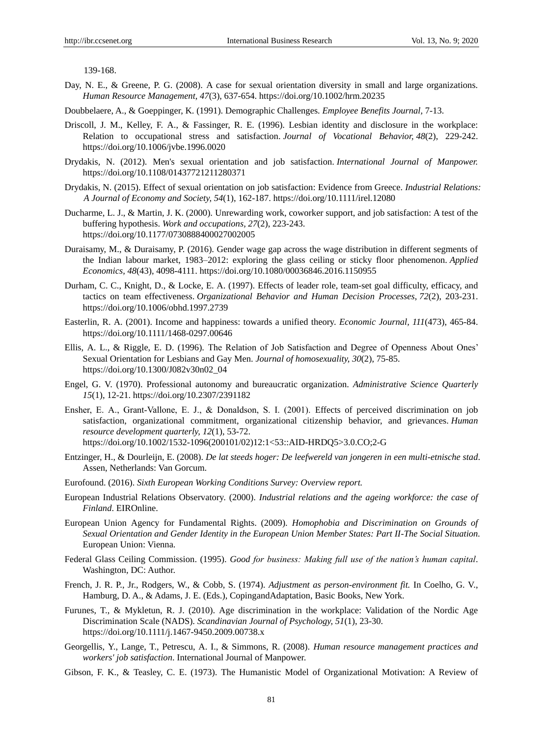139-168.

Day, N. E., & Greene, P. G. (2008). A case for sexual orientation diversity in small and large organizations. *Human Resource Management, 47*(3), 637-654. https://doi.org/10.1002/hrm.20235

Doubbelaere, A., & Goeppinger, K. (1991). Demographic Challenges. *Employee Benefits Journal,* 7-13.

Driscoll, J. M., Kelley, F. A., & Fassinger, R. E. (1996). Lesbian identity and disclosure in the workplace: Relation to occupational stress and satisfaction. *Journal of Vocational Behavior, 48*(2), 229-242. https://doi.org/10.1006/jvbe.1996.0020

Drydakis, N. (2012). Men's sexual orientation and job satisfaction. *International Journal of Manpower.* https://doi.org/10.1108/01437721211280371

Drydakis, N. (2015). Effect of sexual orientation on job satisfaction: Evidence from Greece. *Industrial Relations: A Journal of Economy and Society, 54*(1), 162-187. https://doi.org/10.1111/irel.12080

Ducharme, L. J., & Martin, J. K. (2000). Unrewarding work, coworker support, and job satisfaction: A test of the buffering hypothesis. *Work and occupations, 27*(2), 223-243. https://doi.org/10.1177/0730888400027002005

Duraisamy, M., & Duraisamy, P. (2016). Gender wage gap across the wage distribution in different segments of the Indian labour market, 1983–2012: exploring the glass ceiling or sticky floor phenomenon. *Applied Economics, 48*(43), 4098-4111. https://doi.org/10.1080/00036846.2016.1150955

Durham, C. C., Knight, D., & Locke, E. A. (1997). Effects of leader role, team-set goal difficulty, efficacy, and tactics on team effectiveness. *Organizational Behavior and Human Decision Processes*, *72*(2), 203-231. https://doi.org/10.1006/obhd.1997.2739

Easterlin, R. A. (2001). Income and happiness: towards a unified theory. *Economic Journal, 111*(473), 465-84. https://doi.org/10.1111/1468-0297.00646

Ellis, A. L., & Riggle, E. D. (1996). The Relation of Job Satisfaction and Degree of Openness About Ones' Sexual Orientation for Lesbians and Gay Men. *Journal of homosexuality, 30*(2), 75-85. https://doi.org/10.1300/J082v30n02_04

Engel, G. V. (1970). Professional autonomy and bureaucratic organization. *Administrative Science Quarterly 15*(1), 12-21. https://doi.org/10.2307/2391182

Ensher, E. A., Grant-Vallone, E. J., & Donaldson, S. I. (2001). Effects of perceived discrimination on job satisfaction, organizational commitment, organizational citizenship behavior, and grievances. *Human resource development quarterly, 12*(1), 53-72. https://doi.org/10.1002/1532-1096(200101/02)12:1<53::AID-HRDQ5>3.0.CO;2-G

Entzinger, H., & Dourleijn, E. (2008). *De lat steeds hoger: De leefwereld van jongeren in een multi-etnische stad*. Assen, Netherlands: Van Gorcum.

Eurofound. (2016). *Sixth European Working Conditions Survey: Overview report.*

European Industrial Relations Observatory. (2000). *Industrial relations and the ageing workforce: the case of Finland*. EIROnline.

European Union Agency for Fundamental Rights. (2009). *Homophobia and Discrimination on Grounds of Sexual Orientation and Gender Identity in the European Union Member States: Part II-The Social Situation*. European Union: Vienna.

Federal Glass Ceiling Commission. (1995). *Good for business: Making full use of the nation's human capital*. Washington, DC: Author.

French, J. R. P., Jr., Rodgers, W., & Cobb, S. (1974). *Adjustment as person-environment fit.* In Coelho, G. V., Hamburg, D. A., & Adams, J. E. (Eds.), CopingandAdaptation, Basic Books, New York.

Furunes, T., & Mykletun, R. J. (2010). Age discrimination in the workplace: Validation of the Nordic Age Discrimination Scale (NADS). *Scandinavian Journal of Psychology, 51*(1), 23-30. https://doi.org/10.1111/j.1467-9450.2009.00738.x

Georgellis, Y., Lange, T., Petrescu, A. I., & Simmons, R. (2008). *Human resource management practices and workers' job satisfaction*. International Journal of Manpower.

Gibson, F. K., & Teasley, C. E. (1973). The Humanistic Model of Organizational Motivation: A Review of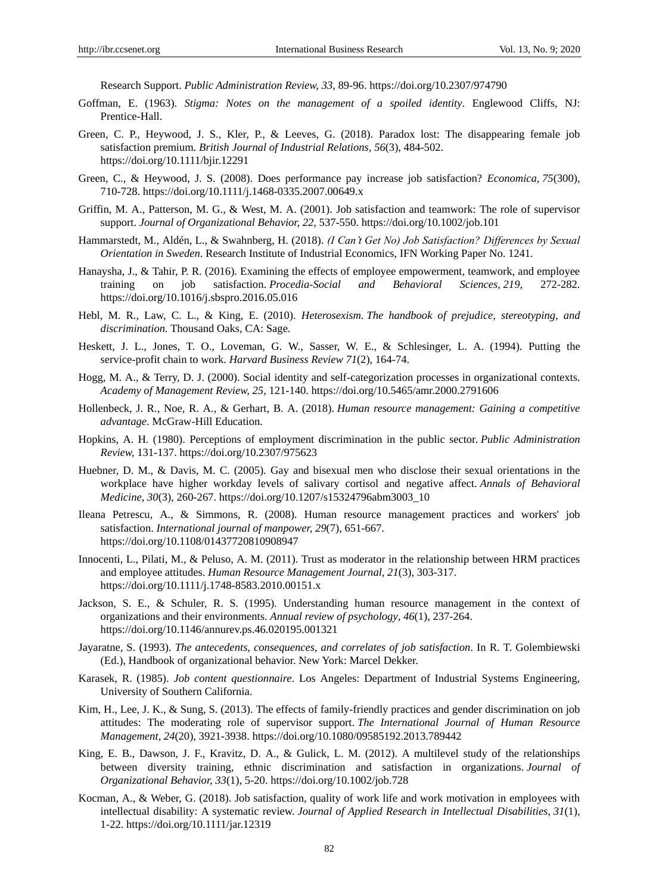Research Support. *Public Administration Review, 33,* 89-96. https://doi.org/10.2307/974790

Goffman, E. (1963). *Stigma: Notes on the management of a spoiled identity*. Englewood Cliffs, NJ: Prentice-Hall.

Green, C. P., Heywood, J. S., Kler, P., & Leeves, G. (2018). Paradox lost: The disappearing female job satisfaction premium. *British Journal of Industrial Relations, 56*(3), 484-502. https://doi.org/10.1111/bjir.12291

Green, C., & Heywood, J. S. (2008). Does performance pay increase job satisfaction? *Economica, 75*(300), 710-728. https://doi.org/10.1111/j.1468-0335.2007.00649.x

Griffin, M. A., Patterson, M. G., & West, M. A. (2001). Job satisfaction and teamwork: The role of supervisor support. *Journal of Organizational Behavior, 22,* 537-550. https://doi.org/10.1002/job.101

Hammarstedt, M., Aldén, L., & Swahnberg, H. (2018). *(I Can't Get No) Job Satisfaction? Differences by Sexual Orientation in Sweden*. Research Institute of Industrial Economics, IFN Working Paper No. 1241.

Hanaysha, J., & Tahir, P. R. (2016). Examining the effects of employee empowerment, teamwork, and employee training on job satisfaction. *Procedia-Social and Behavioral Sciences, 219,* 272-282. https://doi.org/10.1016/j.sbspro.2016.05.016

Hebl, M. R., Law, C. L., & King, E. (2010). *Heterosexism. The handbook of prejudice, stereotyping, and discrimination.* Thousand Oaks, CA: Sage.

Heskett, J. L., Jones, T. O., Loveman, G. W., Sasser, W. E., & Schlesinger, L. A. (1994). Putting the service-profit chain to work. *Harvard Business Review 71*(2), 164-74.

Hogg, M. A., & Terry, D. J. (2000). Social identity and self-categorization processes in organizational contexts. *Academy of Management Review, 25,* 121-140. https://doi.org/10.5465/amr.2000.2791606

Hollenbeck, J. R., Noe, R. A., & Gerhart, B. A. (2018). *Human resource management: Gaining a competitive advantage*. McGraw-Hill Education.

Hopkins, A. H. (1980). Perceptions of employment discrimination in the public sector. *Public Administration Review,* 131-137. https://doi.org/10.2307/975623

Huebner, D. M., & Davis, M. C. (2005). Gay and bisexual men who disclose their sexual orientations in the workplace have higher workday levels of salivary cortisol and negative affect. *Annals of Behavioral Medicine, 30*(3), 260-267. https://doi.org/10.1207/s15324796abm3003_10

Ileana Petrescu, A., & Simmons, R. (2008). Human resource management practices and workers' job satisfaction. *International journal of manpower, 29*(7), 651-667. https://doi.org/10.1108/01437720810908947

Innocenti, L., Pilati, M., & Peluso, A. M. (2011). Trust as moderator in the relationship between HRM practices and employee attitudes. *Human Resource Management Journal, 21*(3), 303-317. https://doi.org/10.1111/j.1748-8583.2010.00151.x

Jackson, S. E., & Schuler, R. S. (1995). Understanding human resource management in the context of organizations and their environments. *Annual review of psychology, 46*(1), 237-264. https://doi.org/10.1146/annurev.ps.46.020195.001321

Jayaratne, S. (1993). *The antecedents, consequences, and correlates of job satisfaction*. In R. T. Golembiewski (Ed.), Handbook of organizational behavior. New York: Marcel Dekker.

Karasek, R. (1985). *Job content questionnaire*. Los Angeles: Department of Industrial Systems Engineering, University of Southern California.

Kim, H., Lee, J. K., & Sung, S. (2013). The effects of family-friendly practices and gender discrimination on job attitudes: The moderating role of supervisor support. *The International Journal of Human Resource Management, 24*(20), 3921-3938. https://doi.org/10.1080/09585192.2013.789442

King, E. B., Dawson, J. F., Kravitz, D. A., & Gulick, L. M. (2012). A multilevel study of the relationships between diversity training, ethnic discrimination and satisfaction in organizations. *Journal of Organizational Behavior, 33*(1), 5-20. https://doi.org/10.1002/job.728

Kocman, A., & Weber, G. (2018). Job satisfaction, quality of work life and work motivation in employees with intellectual disability: A systematic review. *Journal of Applied Research in Intellectual Disabilities, 31*(1), 1-22. https://doi.org/10.1111/jar.12319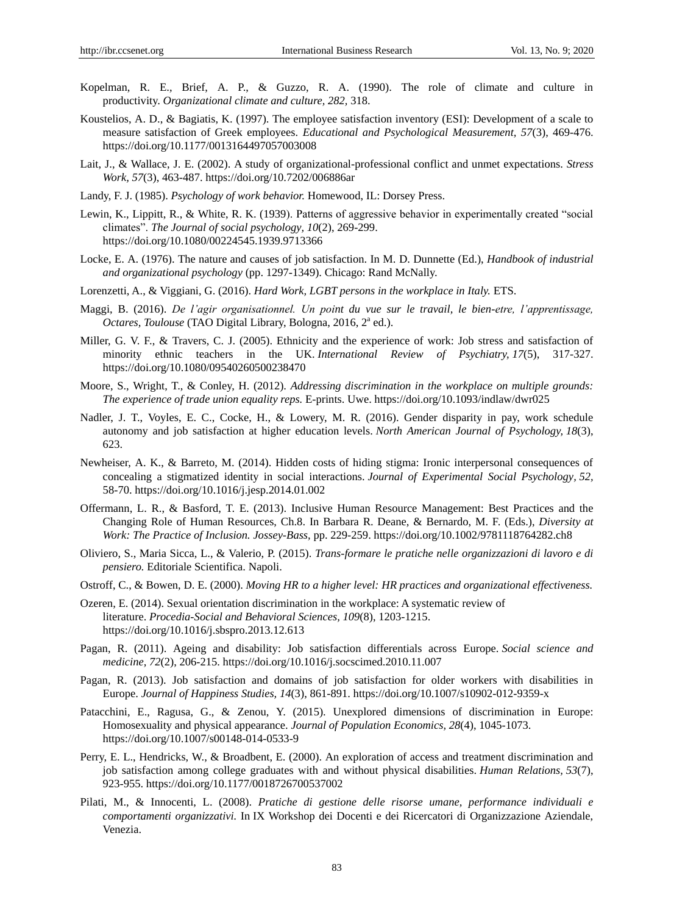Kopelman, R. E., Brief, A. P., & Guzzo, R. A. (1990). The role of climate and culture in productivity. *Organizational climate and culture, 282,* 318.

Koustelios, A. D., & Bagiatis, K. (1997). The employee satisfaction inventory (ESI): Development of a scale to measure satisfaction of Greek employees. *Educational and Psychological Measurement, 57*(3), 469-476. https://doi.org/10.1177/0013164497057003008

Lait, J., & Wallace, J. E. (2002). A study of organizational-professional conflict and unmet expectations. *Stress Work, 57*(3), 463-487. https://doi.org/10.7202/006886ar

Landy, F. J. (1985). *Psychology of work behavior.* Homewood, IL: Dorsey Press.

Lewin, K., Lippitt, R., & White, R. K. (1939). Patterns of aggressive behavior in experimentally created "social climates". *The Journal of social psychology, 10*(2), 269-299. https://doi.org/10.1080/00224545.1939.9713366

Locke, E. A. (1976). The nature and causes of job satisfaction. In M. D. Dunnette (Ed.), *Handbook of industrial and organizational psychology* (pp. 1297-1349). Chicago: Rand McNally.

Lorenzetti, A., & Viggiani, G. (2016). *Hard Work, LGBT persons in the workplace in Italy.* ETS.

Maggi, B. (2016). *De l'agir organisationnel. Un point du vue sur le travail, le bien-etre, l'apprentissage, Octares, Toulouse* (TAO Digital Library, Bologna, 2016, 2ª ed.).

Miller, G. V. F., & Travers, C. J. (2005). Ethnicity and the experience of work: Job stress and satisfaction of minority ethnic teachers in the UK. *International Review of Psychiatry, 17*(5), 317-327. https://doi.org/10.1080/09540260500238470

Moore, S., Wright, T., & Conley, H. (2012). *Addressing discrimination in the workplace on multiple grounds: The experience of trade union equality reps.* E-prints. Uwe. https://doi.org/10.1093/indlaw/dwr025

Nadler, J. T., Voyles, E. C., Cocke, H., & Lowery, M. R. (2016). Gender disparity in pay, work schedule autonomy and job satisfaction at higher education levels. *North American Journal of Psychology, 18*(3), 623.

Newheiser, A. K., & Barreto, M. (2014). Hidden costs of hiding stigma: Ironic interpersonal consequences of concealing a stigmatized identity in social interactions. *Journal of Experimental Social Psychology, 52,* 58-70. https://doi.org/10.1016/j.jesp.2014.01.002

Offermann, L. R., & Basford, T. E. (2013). Inclusive Human Resource Management: Best Practices and the Changing Role of Human Resources, Ch.8. In Barbara R. Deane, & Bernardo, M. F. (Eds.), *Diversity at Work: The Practice of Inclusion. Jossey-Bass,* pp. 229-259. https://doi.org/10.1002/9781118764282.ch8

Oliviero, S., Maria Sicca, L., & Valerio, P. (2015). *Trans-formare le pratiche nelle organizzazioni di lavoro e di pensiero.* Editoriale Scientifica. Napoli.

Ostroff, C., & Bowen, D. E. (2000). *Moving HR to a higher level: HR practices and organizational effectiveness.*

Ozeren, E. (2014). Sexual orientation discrimination in the workplace: A systematic review of literature. *Procedia-Social and Behavioral Sciences, 109*(8), 1203-1215. https://doi.org/10.1016/j.sbspro.2013.12.613

Pagan, R. (2011). Ageing and disability: Job satisfaction differentials across Europe. *Social science and medicine, 72*(2), 206-215. https://doi.org/10.1016/j.socscimed.2010.11.007

Pagan, R. (2013). Job satisfaction and domains of job satisfaction for older workers with disabilities in Europe. *Journal of Happiness Studies, 14*(3), 861-891. https://doi.org/10.1007/s10902-012-9359-x

Patacchini, E., Ragusa, G., & Zenou, Y. (2015). Unexplored dimensions of discrimination in Europe: Homosexuality and physical appearance. *Journal of Population Economics, 28*(4), 1045-1073. https://doi.org/10.1007/s00148-014-0533-9

Perry, E. L., Hendricks, W., & Broadbent, E. (2000). An exploration of access and treatment discrimination and job satisfaction among college graduates with and without physical disabilities. *Human Relations, 53*(7), 923-955. https://doi.org/10.1177/0018726700537002

Pilati, M., & Innocenti, L. (2008). *Pratiche di gestione delle risorse umane, performance individuali e comportamenti organizzativi.* In IX Workshop dei Docenti e dei Ricercatori di Organizzazione Aziendale, Venezia.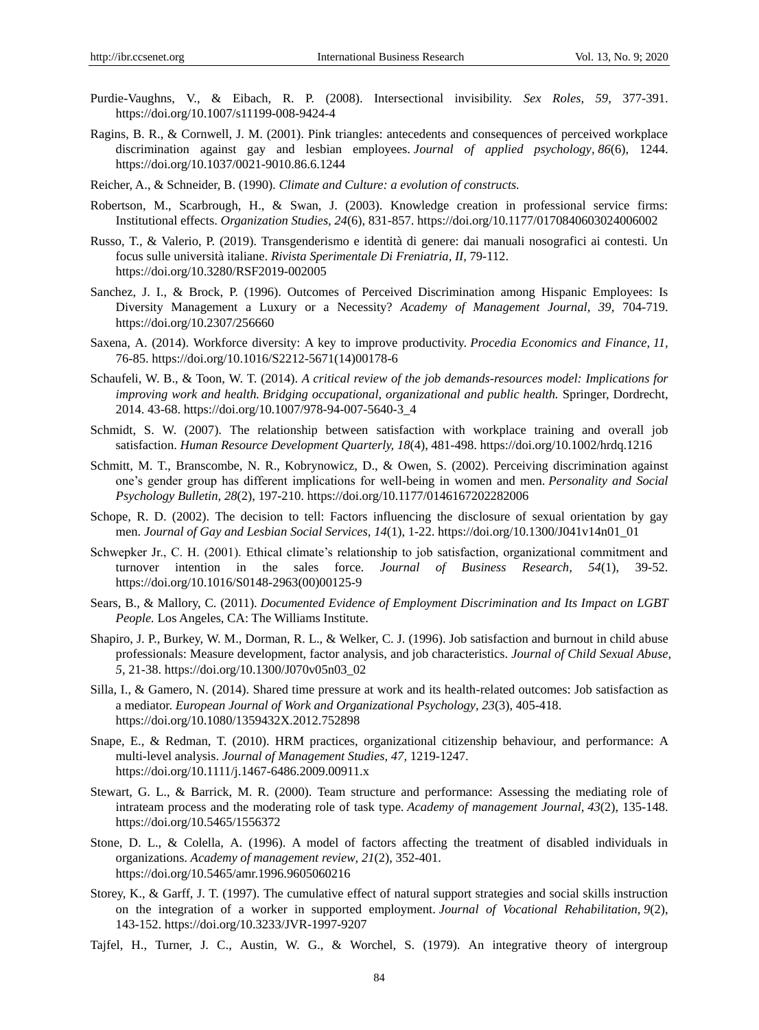Purdie-Vaughns, V., & Eibach, R. P. (2008). Intersectional invisibility. *Sex Roles, 59*, 377-391. https://doi.org/10.1007/s11199-008-9424-4

Ragins, B. R., & Cornwell, J. M. (2001). Pink triangles: antecedents and consequences of perceived workplace discrimination against gay and lesbian employees. *Journal of applied psychology, 86*(6), 1244. https://doi.org/10.1037/0021-9010.86.6.1244

Reicher, A., & Schneider, B. (1990). *Climate and Culture: a evolution of constructs.*

Robertson, M., Scarbrough, H., & Swan, J. (2003). Knowledge creation in professional service firms: Institutional effects. *Organization Studies, 24*(6), 831-857. https://doi.org/10.1177/0170840603024006002

Russo, T., & Valerio, P. (2019). Transgenderismo e identità di genere: dai manuali nosografici ai contesti. Un focus sulle università italiane. *Rivista Sperimentale Di Freniatria, II*, 79-112. https://doi.org/10.3280/RSF2019-002005

Sanchez, J. I., & Brock, P. (1996). Outcomes of Perceived Discrimination among Hispanic Employees: Is Diversity Management a Luxury or a Necessity? *Academy of Management Journal, 39*, 704-719. https://doi.org/10.2307/256660

Saxena, A. (2014). Workforce diversity: A key to improve productivity. *Procedia Economics and Finance, 11*, 76-85. https://doi.org/10.1016/S2212-5671(14)00178-6

Schaufeli, W. B., & Toon, W. T. (2014). *A critical review of the job demands-resources model: Implications for improving work and health. Bridging occupational, organizational and public health.* Springer, Dordrecht, 2014. 43-68. https://doi.org/10.1007/978-94-007-5640-3_4

Schmidt, S. W. (2007). The relationship between satisfaction with workplace training and overall job satisfaction. *Human Resource Development Quarterly, 18*(4), 481-498. https://doi.org/10.1002/hrdq.1216

Schmitt, M. T., Branscombe, N. R., Kobrynowicz, D., & Owen, S. (2002). Perceiving discrimination against one's gender group has different implications for well-being in women and men. *Personality and Social Psychology Bulletin, 28*(2), 197-210. https://doi.org/10.1177/0146167202282006

Schope, R. D. (2002). The decision to tell: Factors influencing the disclosure of sexual orientation by gay men. *Journal of Gay and Lesbian Social Services, 14*(1), 1-22. https://doi.org/10.1300/J041v14n01_01

Schwepker Jr., C. H. (2001). Ethical climate's relationship to job satisfaction, organizational commitment and turnover intention in the sales force. *Journal of Business Research, 54*(1), 39-52. https://doi.org/10.1016/S0148-2963(00)00125-9

Sears, B., & Mallory, C. (2011). *Documented Evidence of Employment Discrimination and Its Impact on LGBT People.* Los Angeles, CA: The Williams Institute.

Shapiro, J. P., Burkey, W. M., Dorman, R. L., & Welker, C. J. (1996). Job satisfaction and burnout in child abuse professionals: Measure development, factor analysis, and job characteristics. *Journal of Child Sexual Abuse, 5*, 21-38. https://doi.org/10.1300/J070v05n03_02

Silla, I., & Gamero, N. (2014). Shared time pressure at work and its health-related outcomes: Job satisfaction as a mediator. *European Journal of Work and Organizational Psychology, 23*(3), 405-418. https://doi.org/10.1080/1359432X.2012.752898

Snape, E., & Redman, T. (2010). HRM practices, organizational citizenship behaviour, and performance: A multi-level analysis. *Journal of Management Studies, 47*, 1219-1247. https://doi.org/10.1111/j.1467-6486.2009.00911.x

Stewart, G. L., & Barrick, M. R. (2000). Team structure and performance: Assessing the mediating role of intrateam process and the moderating role of task type. *Academy of management Journal, 43*(2), 135-148. https://doi.org/10.5465/1556372

Stone, D. L., & Colella, A. (1996). A model of factors affecting the treatment of disabled individuals in organizations. *Academy of management review, 21*(2), 352-401. https://doi.org/10.5465/amr.1996.9605060216

Storey, K., & Garff, J. T. (1997). The cumulative effect of natural support strategies and social skills instruction on the integration of a worker in supported employment. *Journal of Vocational Rehabilitation, 9*(2), 143-152. https://doi.org/10.3233/JVR-1997-9207

Tajfel, H., Turner, J. C., Austin, W. G., & Worchel, S. (1979). An integrative theory of intergroup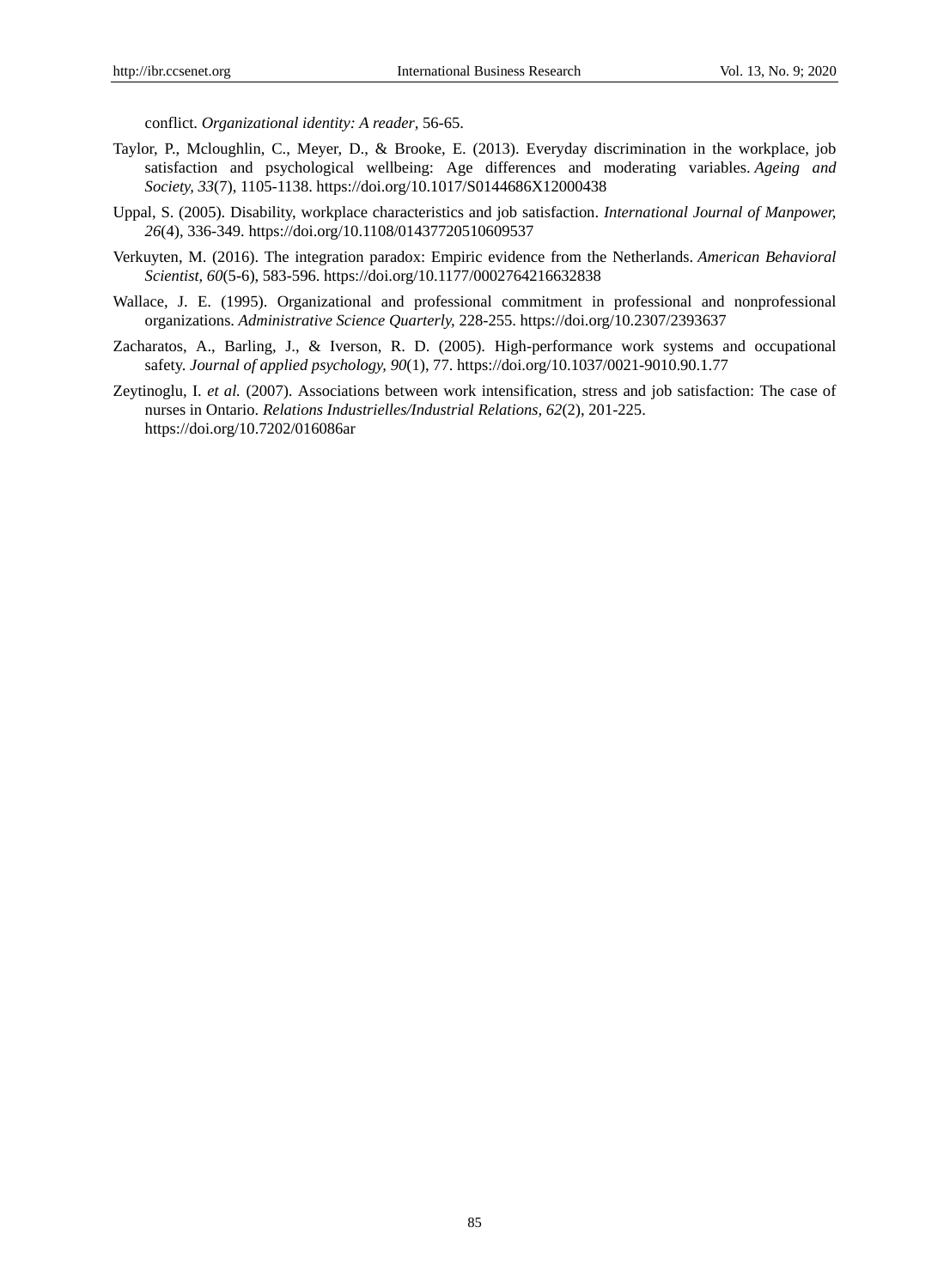conflict. *Organizational identity: A reader*, 56-65.

Taylor, P., Mcloughlin, C., Meyer, D., & Brooke, E. (2013). Everyday discrimination in the workplace, job satisfaction and psychological wellbeing: Age differences and moderating variables. *Ageing and Society, 33*(7), 1105-1138. https://doi.org/10.1017/S0144686X12000438

Uppal, S. (2005). Disability, workplace characteristics and job satisfaction. *International Journal of Manpower, 26*(4), 336-349. https://doi.org/10.1108/01437720510609537

Verkuyten, M. (2016). The integration paradox: Empiric evidence from the Netherlands. *American Behavioral Scientist, 60*(5-6), 583-596. https://doi.org/10.1177/0002764216632838

Wallace, J. E. (1995). Organizational and professional commitment in professional and nonprofessional organizations. *Administrative Science Quarterly*, 228-255. https://doi.org/10.2307/2393637

Zacharatos, A., Barling, J., & Iverson, R. D. (2005). High-performance work systems and occupational safety. *Journal of applied psychology, 90*(1), 77. https://doi.org/10.1037/0021-9010.90.1.77

Zeytinoglu, I. *et al.* (2007). Associations between work intensification, stress and job satisfaction: The case of nurses in Ontario. *Relations Industrielles/Industrial Relations, 62*(2), 201-225. https://doi.org/10.7202/016086ar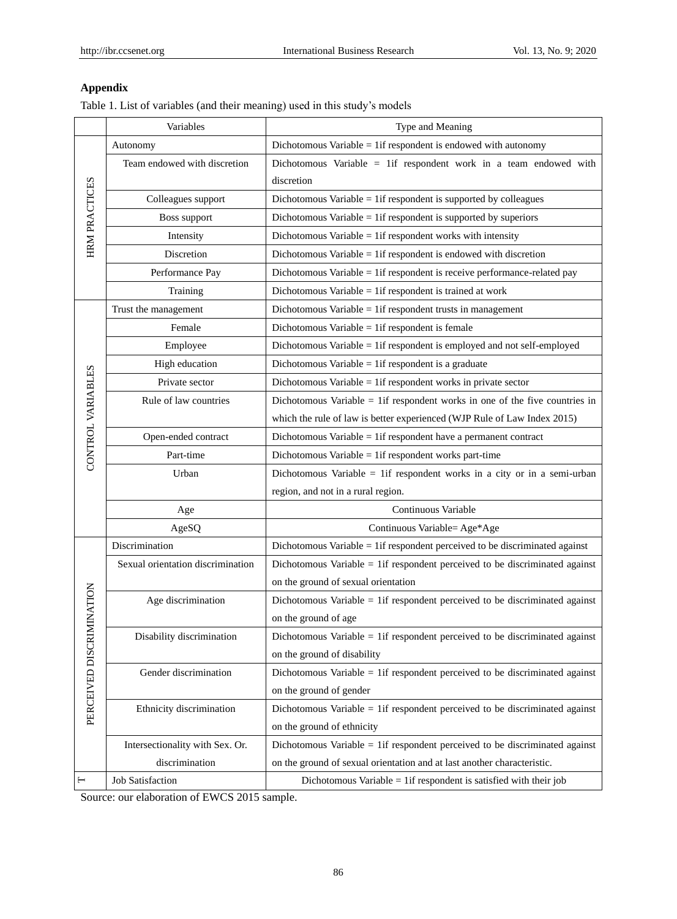## Appendix

Table 1. List of variables (and their meaning) used in this study's models

| | Variables | Type and Meaning |
|---|---|---|
| HRM PRACTICES | Autonomy | Dichotomous Variable = 1if respondent is endowed with autonomy |
| | Team endowed with discretion | Dichotomous Variable = 1if respondent work in a team endowed with discretion |
| | Colleagues support | Dichotomous Variable = 1if respondent is supported by colleagues |
| | Boss support | Dichotomous Variable = 1if respondent is supported by superiors |
| | Intensity | Dichotomous Variable = 1if respondent works with intensity |
| | Discretion | Dichotomous Variable = 1if respondent is endowed with discretion |
| | Performance Pay | Dichotomous Variable = 1if respondent is receive performance-related pay |
| | Training | Dichotomous Variable = 1if respondent is trained at work |
| CONTROL VARIABLES | Trust the management | Dichotomous Variable = 1if respondent trusts in management |
| | Female | Dichotomous Variable = 1if respondent is female |
| | Employee | Dichotomous Variable = 1if respondent is employed and not self-employed |
| | High education | Dichotomous Variable = 1if respondent is a graduate |
| | Private sector | Dichotomous Variable = 1if respondent works in private sector |
| | Rule of law countries | Dichotomous Variable = 1if respondent works in one of the five countries in which the rule of law is better experienced (WJP Rule of Law Index 2015) |
| | Open-ended contract | Dichotomous Variable = 1if respondent have a permanent contract |
| | Part-time | Dichotomous Variable = 1if respondent works part-time |
| | Urban | Dichotomous Variable = 1if respondent works in a city or in a semi-urban region, and not in a rural region. |
| | Age | Continuous Variable |
| | AgeSQ | Continuous Variable= Age*Age |
| PERCEIVED DISCRIMINATION | Discrimination | Dichotomous Variable = 1if respondent perceived to be discriminated against |
| | Sexual orientation discrimination | Dichotomous Variable = 1if respondent perceived to be discriminated against on the ground of sexual orientation |
| | Age discrimination | Dichotomous Variable = 1if respondent perceived to be discriminated against on the ground of age |
| | Disability discrimination | Dichotomous Variable = 1if respondent perceived to be discriminated against on the ground of disability |
| | Gender discrimination | Dichotomous Variable = 1if respondent perceived to be discriminated against on the ground of gender |
| | Ethnicity discrimination | Dichotomous Variable = 1if respondent perceived to be discriminated against on the ground of ethnicity |
| | Intersectionality with Sex. Or. discrimination | Dichotomous Variable = 1if respondent perceived to be discriminated against on the ground of sexual orientation and at last another characteristic. |
| T | Job Satisfaction | Dichotomous Variable = 1if respondent is satisfied with their job |

Source: our elaboration of EWCS 2015 sample.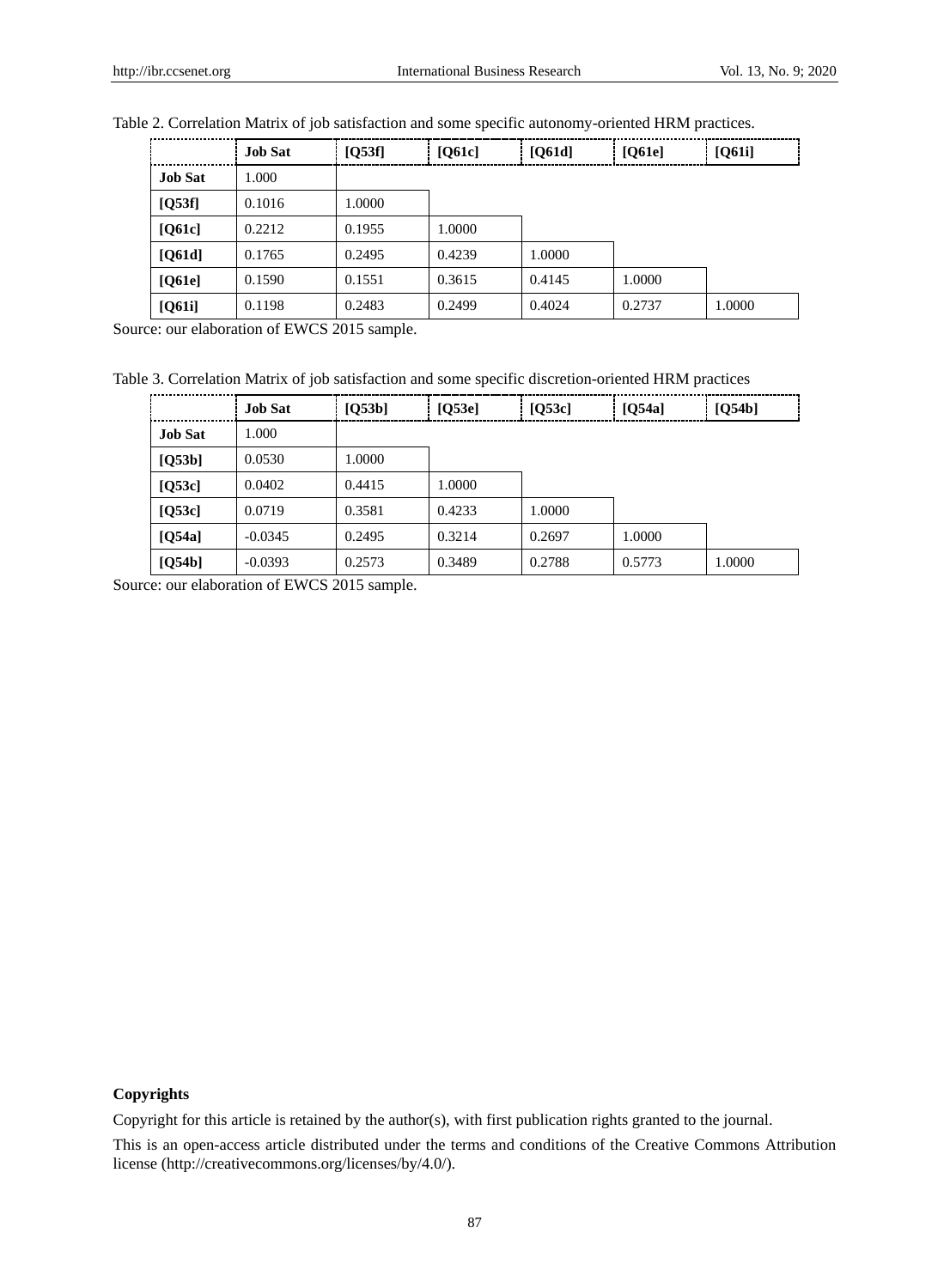Table 2. Correlation Matrix of job satisfaction and some specific autonomy-oriented HRM practices.

| | **Job Sat** | **[Q53f]** | **[Q61c]** | **[Q61d]** | **[Q61e]** | **[Q61i]** |
|---|---|---|---|---|---|---|
| **Job Sat** | 1.000 | | | | | |
| **[Q53f]** | 0.1016 | 1.0000 | | | | |
| **[Q61c]** | 0.2212 | 0.1955 | 1.0000 | | | |
| **[Q61d]** | 0.1765 | 0.2495 | 0.4239 | 1.0000 | | |
| **[Q61e]** | 0.1590 | 0.1551 | 0.3615 | 0.4145 | 1.0000 | |
| **[Q61i]** | 0.1198 | 0.2483 | 0.2499 | 0.4024 | 0.2737 | 1.0000 |

Source: our elaboration of EWCS 2015 sample.

Table 3. Correlation Matrix of job satisfaction and some specific discretion-oriented HRM practices

| | **Job Sat** | **[Q53b]** | **[Q53e]** | **[Q53c]** | **[Q54a]** | **[Q54b]** |
|---|---|---|---|---|---|---|
| **Job Sat** | 1.000 | | | | | |
| **[Q53b]** | 0.0530 | 1.0000 | | | | |
| **[Q53c]** | 0.0402 | 0.4415 | 1.0000 | | | |
| **[Q53c]** | 0.0719 | 0.3581 | 0.4233 | 1.0000 | | |
| **[Q54a]** | -0.0345 | 0.2495 | 0.3214 | 0.2697 | 1.0000 | |
| **[Q54b]** | -0.0393 | 0.2573 | 0.3489 | 0.2788 | 0.5773 | 1.0000 |

Source: our elaboration of EWCS 2015 sample.

**Copyrights**

Copyright for this article is retained by the author(s), with first publication rights granted to the journal.

This is an open-access article distributed under the terms and conditions of the Creative Commons Attribution license (http://creativecommons.org/licenses/by/4.0/).